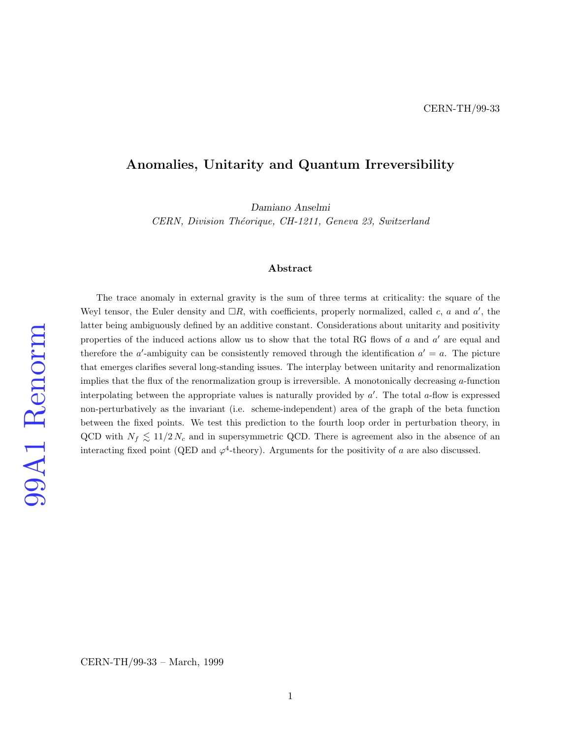CERN-TH/99-33

# Anomalies, Unitarity and Quantum Irreversibility

*Damiano Anselmi*

*CERN, Division Théorique, CH-1211, Geneva 23, Switzerland*

### Abstract

The trace anomaly in external gravity is the sum of three terms at criticality: the square of the Weyl tensor, the Euler density and $\Box R$, with coefficients, properly normalized, called $c$, $a$ and $a'$, the latter being ambiguously defined by an additive constant. Considerations about unitarity and positivity properties of the induced actions allow us to show that the total RG flows of $a$ and $a'$ are equal and therefore the $a'$-ambiguity can be consistently removed through the identification $a' = a$. The picture that emerges clarifies several long-standing issues. The interplay between unitarity and renormalization implies that the flux of the renormalization group is irreversible. A monotonically decreasing $a$-function interpolating between the appropriate values is naturally provided by $a'$. The total $a$-flow is expressed non-perturbatively as the invariant (i.e. scheme-independent) area of the graph of the beta function between the fixed points. We test this prediction to the fourth loop order in perturbation theory, in QCD with $N_f \lesssim 11/2\, N_c$ and in supersymmetric QCD. There is agreement also in the absence of an interacting fixed point (QED and $\varphi^4$-theory). Arguments for the positivity of $a$ are also discussed.

CERN-TH/99-33 – March, 1999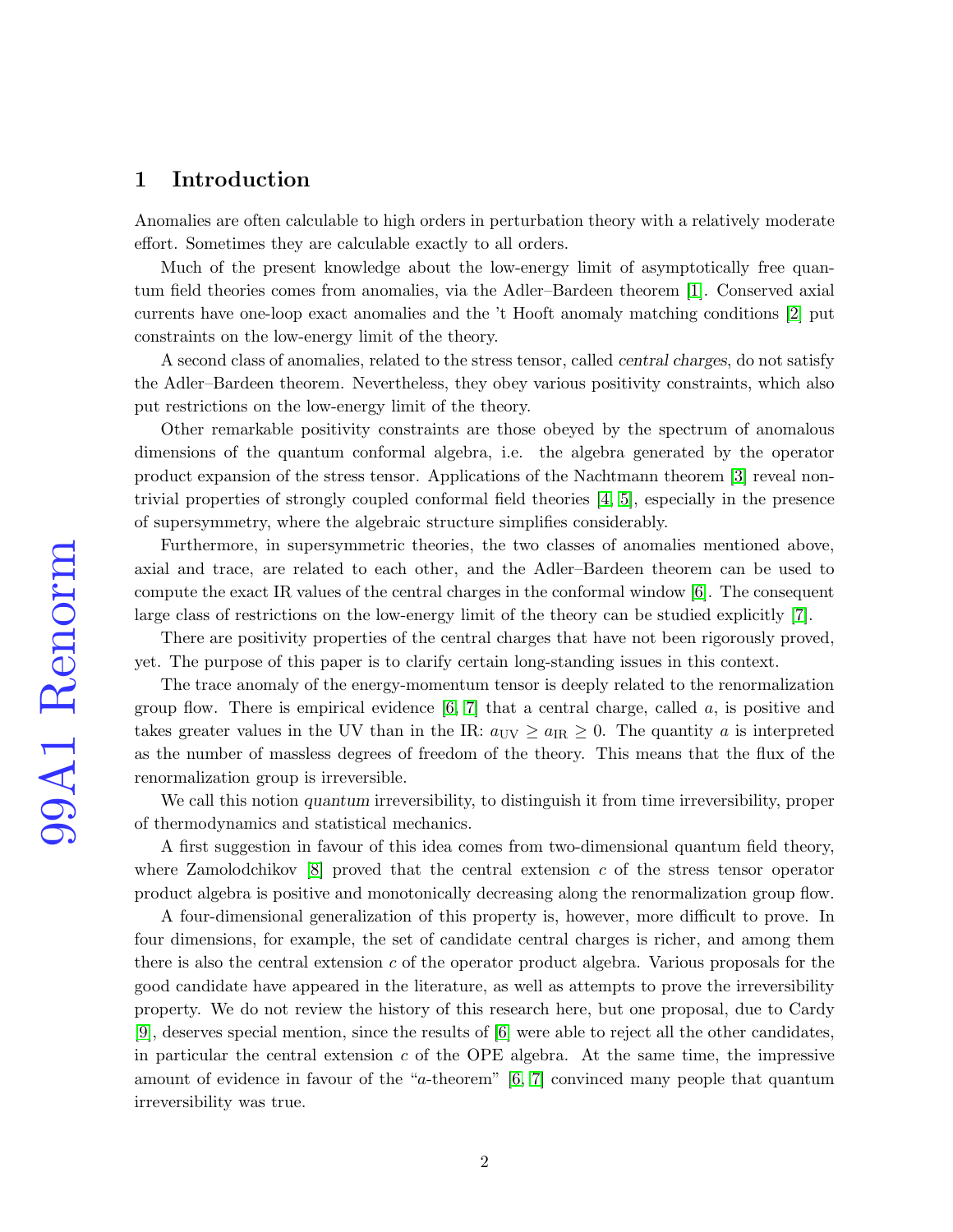## 1 Introduction

Anomalies are often calculable to high orders in perturbation theory with a relatively moderate effort. Sometimes they are calculable exactly to all orders.

Much of the present knowledge about the low-energy limit of asymptotically free quantum field theories comes from anomalies, via the Adler–Bardeen theorem [1]. Conserved axial currents have one-loop exact anomalies and the 't Hooft anomaly matching conditions [2] put constraints on the low-energy limit of the theory.

A second class of anomalies, related to the stress tensor, called *central charges*, do not satisfy the Adler–Bardeen theorem. Nevertheless, they obey various positivity constraints, which also put restrictions on the low-energy limit of the theory.

Other remarkable positivity constraints are those obeyed by the spectrum of anomalous dimensions of the quantum conformal algebra, i.e. the algebra generated by the operator product expansion of the stress tensor. Applications of the Nachtmann theorem [3] reveal non-trivial properties of strongly coupled conformal field theories [4, 5], especially in the presence of supersymmetry, where the algebraic structure simplifies considerably.

Furthermore, in supersymmetric theories, the two classes of anomalies mentioned above, axial and trace, are related to each other, and the Adler–Bardeen theorem can be used to compute the exact IR values of the central charges in the conformal window [6]. The consequent large class of restrictions on the low-energy limit of the theory can be studied explicitly [7].

There are positivity properties of the central charges that have not been rigorously proved, yet. The purpose of this paper is to clarify certain long-standing issues in this context.

The trace anomaly of the energy-momentum tensor is deeply related to the renormalization group flow. There is empirical evidence [6, 7] that a central charge, called $a$, is positive and takes greater values in the UV than in the IR: $a_{\rm UV} \geq a_{\rm IR} \geq 0$. The quantity $a$ is interpreted as the number of massless degrees of freedom of the theory. This means that the flux of the renormalization group is irreversible.

We call this notion *quantum* irreversibility, to distinguish it from time irreversibility, proper of thermodynamics and statistical mechanics.

A first suggestion in favour of this idea comes from two-dimensional quantum field theory, where Zamolodchikov [8] proved that the central extension $c$ of the stress tensor operator product algebra is positive and monotonically decreasing along the renormalization group flow.

A four-dimensional generalization of this property is, however, more difficult to prove. In four dimensions, for example, the set of candidate central charges is richer, and among them there is also the central extension $c$ of the operator product algebra. Various proposals for the good candidate have appeared in the literature, as well as attempts to prove the irreversibility property. We do not review the history of this research here, but one proposal, due to Cardy [9], deserves special mention, since the results of [6] were able to reject all the other candidates, in particular the central extension $c$ of the OPE algebra. At the same time, the impressive amount of evidence in favour of the "$a$-theorem" [6, 7] convinced many people that quantum irreversibility was true.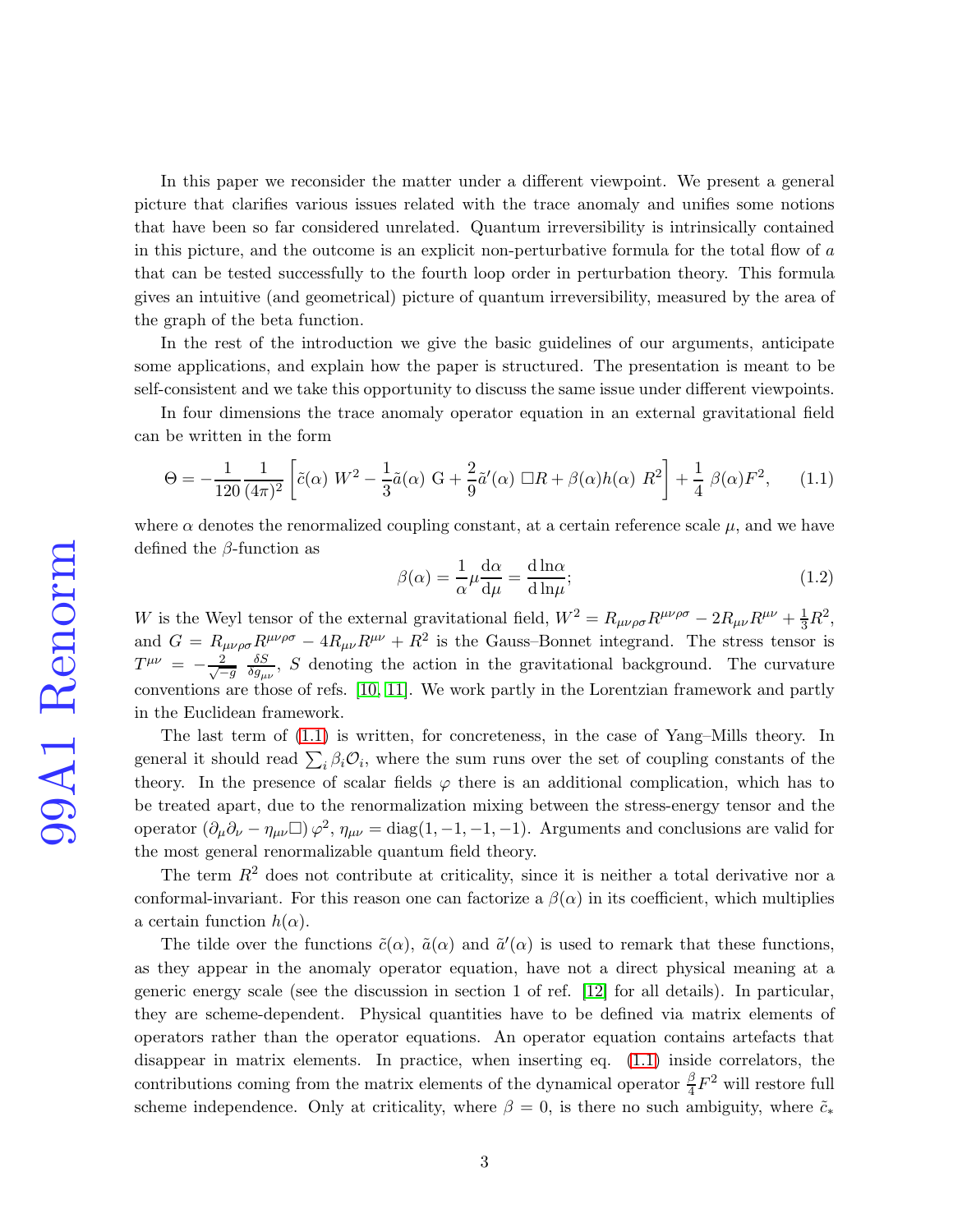In this paper we reconsider the matter under a different viewpoint. We present a general picture that clarifies various issues related with the trace anomaly and unifies some notions that have been so far considered unrelated. Quantum irreversibility is intrinsically contained in this picture, and the outcome is an explicit non-perturbative formula for the total flow of $a$ that can be tested successfully to the fourth loop order in perturbation theory. This formula gives an intuitive (and geometrical) picture of quantum irreversibility, measured by the area of the graph of the beta function.

In the rest of the introduction we give the basic guidelines of our arguments, anticipate some applications, and explain how the paper is structured. The presentation is meant to be self-consistent and we take this opportunity to discuss the same issue under different viewpoints.

In four dimensions the trace anomaly operator equation in an external gravitational field can be written in the form

$$\Theta = -\frac{1}{120}\frac{1}{(4\pi)^2}\left[\tilde{c}(\alpha)\ W^2 - \frac{1}{3}\tilde{a}(\alpha)\ \mathrm{G} + \frac{2}{9}\tilde{a}'(\alpha)\ \Box R + \beta(\alpha)h(\alpha)\ R^2\right] + \frac{1}{4}\ \beta(\alpha)F^2, \tag{1.1}$$

where $\alpha$ denotes the renormalized coupling constant, at a certain reference scale $\mu$, and we have defined the $\beta$-function as

$$\beta(\alpha) = \frac{1}{\alpha}\mu\frac{\mathrm{d}\alpha}{\mathrm{d}\mu} = \frac{\mathrm{d}\ln\alpha}{\mathrm{d}\ln\mu}; \tag{1.2}$$

$W$ is the Weyl tensor of the external gravitational field, $W^2 = R_{\mu\nu\rho\sigma}R^{\mu\nu\rho\sigma} - 2R_{\mu\nu}R^{\mu\nu} + \frac{1}{3}R^2$, and $G = R_{\mu\nu\rho\sigma}R^{\mu\nu\rho\sigma} - 4R_{\mu\nu}R^{\mu\nu} + R^2$ is the Gauss–Bonnet integrand. The stress tensor is $T^{\mu\nu} = -\frac{2}{\sqrt{-g}}\ \frac{\delta S}{\delta g_{\mu\nu}}$, $S$ denoting the action in the gravitational background. The curvature conventions are those of refs. [10, 11]. We work partly in the Lorentzian framework and partly in the Euclidean framework.

The last term of (1.1) is written, for concreteness, in the case of Yang–Mills theory. In general it should read $\sum_i \beta_i \mathcal{O}_i$, where the sum runs over the set of coupling constants of the theory. In the presence of scalar fields $\varphi$ there is an additional complication, which has to be treated apart, due to the renormalization mixing between the stress-energy tensor and the operator $(\partial_\mu\partial_\nu - \eta_{\mu\nu}\Box)\,\varphi^2$, $\eta_{\mu\nu} = \mathrm{diag}(1,-1,-1,-1)$. Arguments and conclusions are valid for the most general renormalizable quantum field theory.

The term $R^2$ does not contribute at criticality, since it is neither a total derivative nor a conformal-invariant. For this reason one can factorize a $\beta(\alpha)$ in its coefficient, which multiplies a certain function $h(\alpha)$.

The tilde over the functions $\tilde{c}(\alpha)$, $\tilde{a}(\alpha)$ and $\tilde{a}'(\alpha)$ is used to remark that these functions, as they appear in the anomaly operator equation, have not a direct physical meaning at a generic energy scale (see the discussion in section 1 of ref. [12] for all details). In particular, they are scheme-dependent. Physical quantities have to be defined via matrix elements of operators rather than the operator equations. An operator equation contains artefacts that disappear in matrix elements. In practice, when inserting eq. (1.1) inside correlators, the contributions coming from the matrix elements of the dynamical operator $\frac{\beta}{4}F^2$ will restore full scheme independence. Only at criticality, where $\beta = 0$, is there no such ambiguity, where $\tilde{c}_*$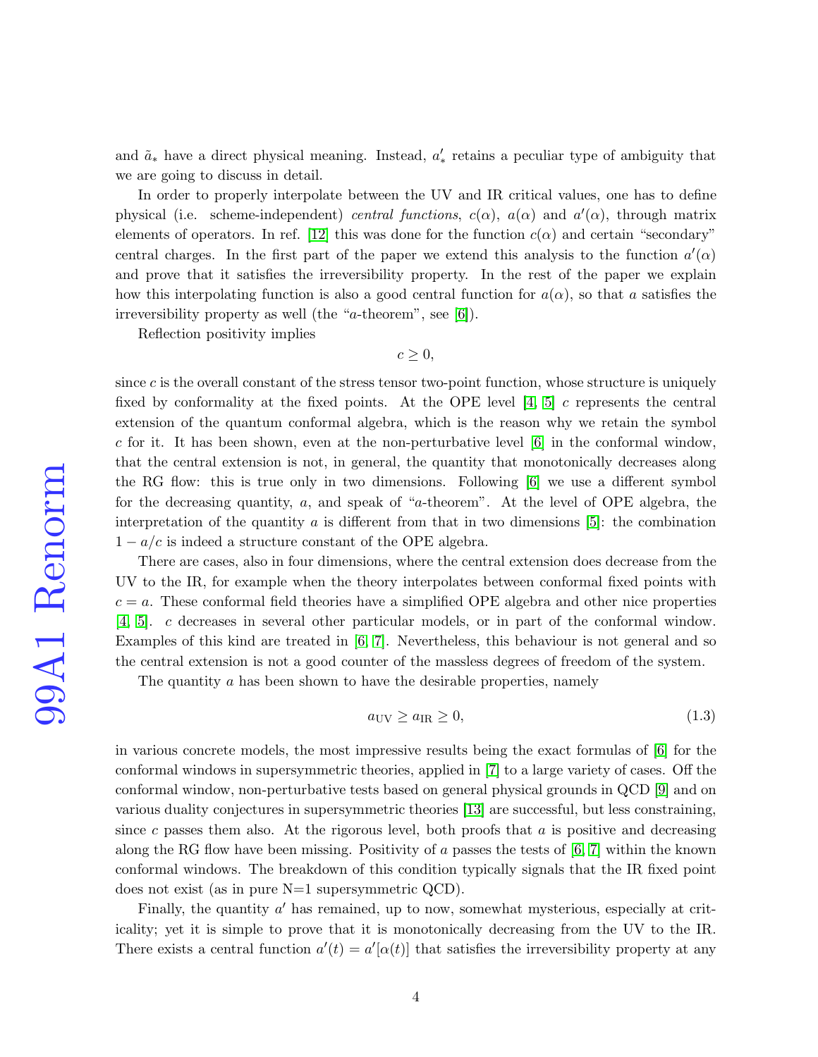and $\tilde{a}_*$ have a direct physical meaning. Instead, $a'_*$ retains a peculiar type of ambiguity that we are going to discuss in detail.

In order to properly interpolate between the UV and IR critical values, one has to define physical (i.e. scheme-independent) *central functions*, $c(\alpha)$, $a(\alpha)$ and $a'(\alpha)$, through matrix elements of operators. In ref. [12] this was done for the function $c(\alpha)$ and certain "secondary" central charges. In the first part of the paper we extend this analysis to the function $a'(\alpha)$ and prove that it satisfies the irreversibility property. In the rest of the paper we explain how this interpolating function is also a good central function for $a(\alpha)$, so that $a$ satisfies the irreversibility property as well (the "$a$-theorem", see [6]).

Reflection positivity implies

$$c \geq 0,$$

since $c$ is the overall constant of the stress tensor two-point function, whose structure is uniquely fixed by conformality at the fixed points. At the OPE level [4, 5] $c$ represents the central extension of the quantum conformal algebra, which is the reason why we retain the symbol $c$ for it. It has been shown, even at the non-perturbative level [6] in the conformal window, that the central extension is not, in general, the quantity that monotonically decreases along the RG flow: this is true only in two dimensions. Following [6] we use a different symbol for the decreasing quantity, $a$, and speak of "$a$-theorem". At the level of OPE algebra, the interpretation of the quantity $a$ is different from that in two dimensions [5]: the combination $1 - a/c$ is indeed a structure constant of the OPE algebra.

There are cases, also in four dimensions, where the central extension does decrease from the UV to the IR, for example when the theory interpolates between conformal fixed points with $c = a$. These conformal field theories have a simplified OPE algebra and other nice properties [4, 5]. $c$ decreases in several other particular models, or in part of the conformal window. Examples of this kind are treated in [6, 7]. Nevertheless, this behaviour is not general and so the central extension is not a good counter of the massless degrees of freedom of the system.

The quantity $a$ has been shown to have the desirable properties, namely

$$a_{\rm UV} \geq a_{\rm IR} \geq 0, \tag{1.3}$$

in various concrete models, the most impressive results being the exact formulas of [6] for the conformal windows in supersymmetric theories, applied in [7] to a large variety of cases. Off the conformal window, non-perturbative tests based on general physical grounds in QCD [9] and on various duality conjectures in supersymmetric theories [13] are successful, but less constraining, since $c$ passes them also. At the rigorous level, both proofs that $a$ is positive and decreasing along the RG flow have been missing. Positivity of $a$ passes the tests of [6, 7] within the known conformal windows. The breakdown of this condition typically signals that the IR fixed point does not exist (as in pure N=1 supersymmetric QCD).

Finally, the quantity $a'$ has remained, up to now, somewhat mysterious, especially at criticality; yet it is simple to prove that it is monotonically decreasing from the UV to the IR. There exists a central function $a'(t) = a'[\alpha(t)]$ that satisfies the irreversibility property at any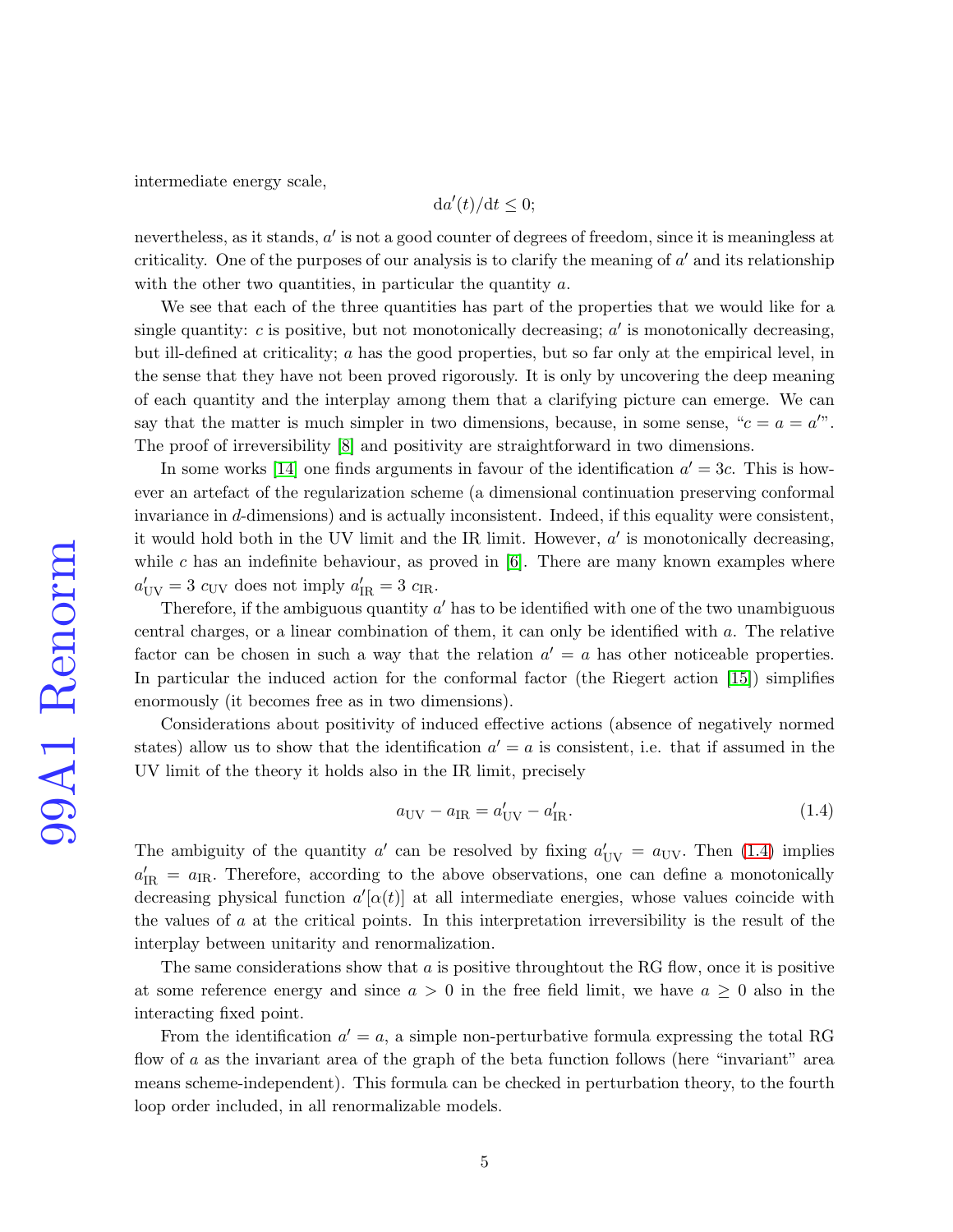intermediate energy scale,

$$\mathrm{d}a'(t)/\mathrm{d}t \leq 0;$$

nevertheless, as it stands, $a'$ is not a good counter of degrees of freedom, since it is meaningless at criticality. One of the purposes of our analysis is to clarify the meaning of $a'$ and its relationship with the other two quantities, in particular the quantity $a$.

We see that each of the three quantities has part of the properties that we would like for a single quantity: $c$ is positive, but not monotonically decreasing; $a'$ is monotonically decreasing, but ill-defined at criticality; $a$ has the good properties, but so far only at the empirical level, in the sense that they have not been proved rigorously. It is only by uncovering the deep meaning of each quantity and the interplay among them that a clarifying picture can emerge. We can say that the matter is much simpler in two dimensions, because, in some sense, "$c = a = a'$". The proof of irreversibility [8] and positivity are straightforward in two dimensions.

In some works [14] one finds arguments in favour of the identification $a' = 3c$. This is however an artefact of the regularization scheme (a dimensional continuation preserving conformal invariance in $d$-dimensions) and is actually inconsistent. Indeed, if this equality were consistent, it would hold both in the UV limit and the IR limit. However, $a'$ is monotonically decreasing, while $c$ has an indefinite behaviour, as proved in [6]. There are many known examples where $a'_{\mathrm{UV}} = 3\ c_{\mathrm{UV}}$ does not imply $a'_{\mathrm{IR}} = 3\ c_{\mathrm{IR}}$.

Therefore, if the ambiguous quantity $a'$ has to be identified with one of the two unambiguous central charges, or a linear combination of them, it can only be identified with $a$. The relative factor can be chosen in such a way that the relation $a' = a$ has other noticeable properties. In particular the induced action for the conformal factor (the Riegert action [15]) simplifies enormously (it becomes free as in two dimensions).

Considerations about positivity of induced effective actions (absence of negatively normed states) allow us to show that the identification $a' = a$ is consistent, i.e. that if assumed in the UV limit of the theory it holds also in the IR limit, precisely

$$a_{\mathrm{UV}} - a_{\mathrm{IR}} = a'_{\mathrm{UV}} - a'_{\mathrm{IR}}. \tag{1.4}$$

The ambiguity of the quantity $a'$ can be resolved by fixing $a'_{\mathrm{UV}} = a_{\mathrm{UV}}$. Then (1.4) implies $a'_{\mathrm{IR}} = a_{\mathrm{IR}}$. Therefore, according to the above observations, one can define a monotonically decreasing physical function $a'[\alpha(t)]$ at all intermediate energies, whose values coincide with the values of $a$ at the critical points. In this interpretation irreversibility is the result of the interplay between unitarity and renormalization.

The same considerations show that $a$ is positive throughtout the RG flow, once it is positive at some reference energy and since $a > 0$ in the free field limit, we have $a \geq 0$ also in the interacting fixed point.

From the identification $a' = a$, a simple non-perturbative formula expressing the total RG flow of $a$ as the invariant area of the graph of the beta function follows (here "invariant" area means scheme-independent). This formula can be checked in perturbation theory, to the fourth loop order included, in all renormalizable models.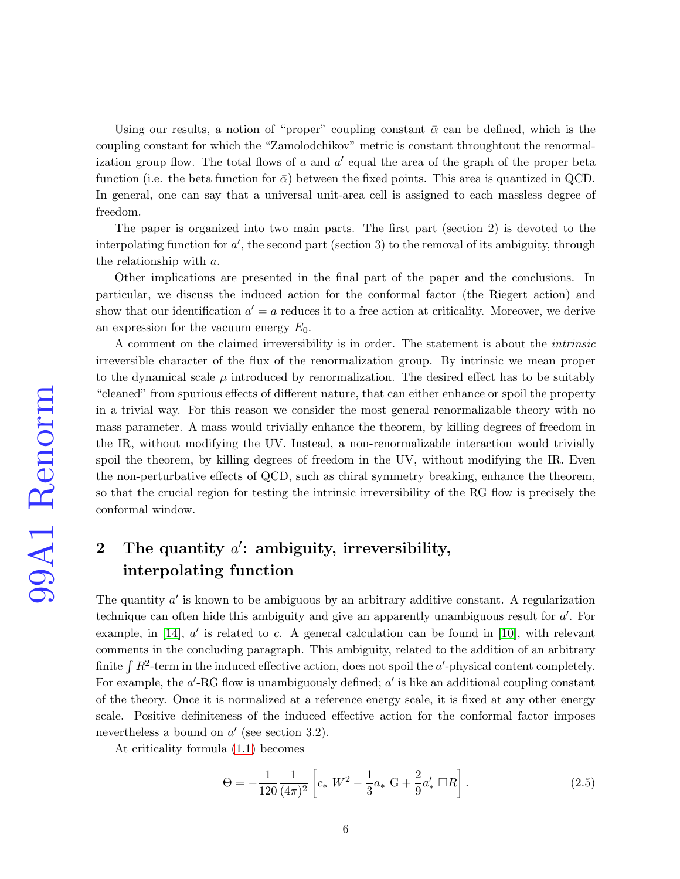Using our results, a notion of "proper" coupling constant $\bar{\alpha}$ can be defined, which is the coupling constant for which the "Zamolodchikov" metric is constant throughtout the renormalization group flow. The total flows of $a$ and $a'$ equal the area of the graph of the proper beta function (i.e. the beta function for $\bar{\alpha}$) between the fixed points. This area is quantized in QCD. In general, one can say that a universal unit-area cell is assigned to each massless degree of freedom.

The paper is organized into two main parts. The first part (section 2) is devoted to the interpolating function for $a'$, the second part (section 3) to the removal of its ambiguity, through the relationship with $a$.

Other implications are presented in the final part of the paper and the conclusions. In particular, we discuss the induced action for the conformal factor (the Riegert action) and show that our identification $a' = a$ reduces it to a free action at criticality. Moreover, we derive an expression for the vacuum energy $E_0$.

A comment on the claimed irreversibility is in order. The statement is about the *intrinsic* irreversible character of the flux of the renormalization group. By intrinsic we mean proper to the dynamical scale $\mu$ introduced by renormalization. The desired effect has to be suitably "cleaned" from spurious effects of different nature, that can either enhance or spoil the property in a trivial way. For this reason we consider the most general renormalizable theory with no mass parameter. A mass would trivially enhance the theorem, by killing degrees of freedom in the IR, without modifying the UV. Instead, a non-renormalizable interaction would trivially spoil the theorem, by killing degrees of freedom in the UV, without modifying the IR. Even the non-perturbative effects of QCD, such as chiral symmetry breaking, enhance the theorem, so that the crucial region for testing the intrinsic irreversibility of the RG flow is precisely the conformal window.

## 2 The quantity $a'$: ambiguity, irreversibility, interpolating function

The quantity $a'$ is known to be ambiguous by an arbitrary additive constant. A regularization technique can often hide this ambiguity and give an apparently unambiguous result for $a'$. For example, in [14], $a'$ is related to $c$. A general calculation can be found in [10], with relevant comments in the concluding paragraph. This ambiguity, related to the addition of an arbitrary finite $\int R^2$-term in the induced effective action, does not spoil the $a'$-physical content completely. For example, the $a'$-RG flow is unambiguously defined; $a'$ is like an additional coupling constant of the theory. Once it is normalized at a reference energy scale, it is fixed at any other energy scale. Positive definiteness of the induced effective action for the conformal factor imposes nevertheless a bound on $a'$ (see section 3.2).

At criticality formula (1.1) becomes

$$\Theta = -\frac{1}{120}\frac{1}{(4\pi)^2}\left[c_*\ W^2 - \frac{1}{3}a_*\ \mathrm{G} + \frac{2}{9}a'_*\ \Box R\right]. \tag{2.5}$$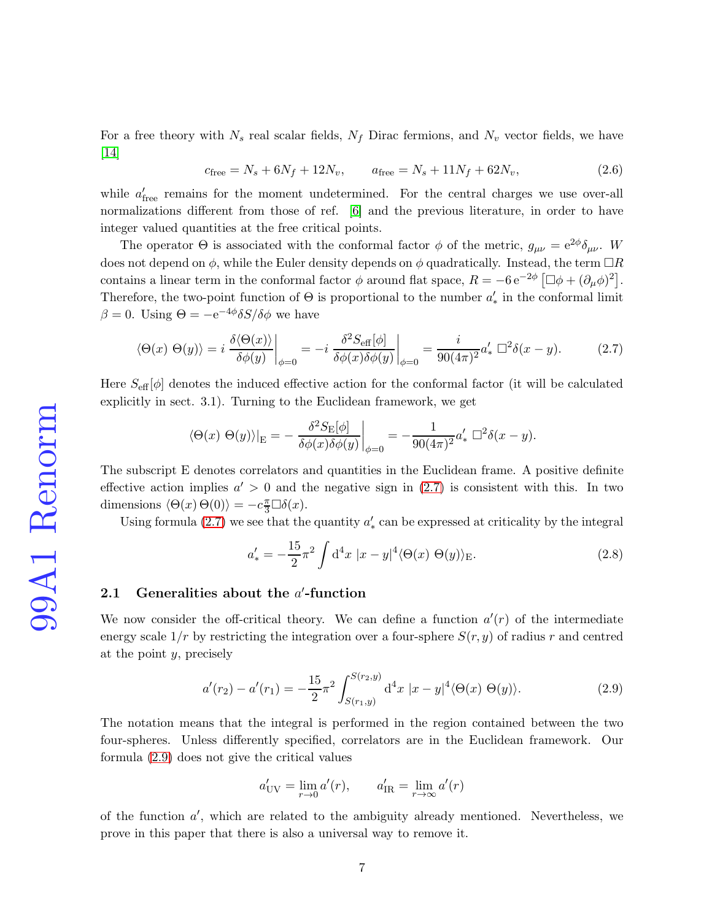For a free theory with $N_s$ real scalar fields, $N_f$ Dirac fermions, and $N_v$ vector fields, we have [14]

$$c_{\rm free} = N_s + 6N_f + 12N_v, \qquad a_{\rm free} = N_s + 11N_f + 62N_v, \tag{2.6}$$

while $a'_{\rm free}$ remains for the moment undetermined. For the central charges we use over-all normalizations different from those of ref. [6] and the previous literature, in order to have integer valued quantities at the free critical points.

The operator $\Theta$ is associated with the conformal factor $\phi$ of the metric, $g_{\mu\nu} = {\rm e}^{2\phi}\delta_{\mu\nu}$. $W$ does not depend on $\phi$, while the Euler density depends on $\phi$ quadratically. Instead, the term $\Box R$ contains a linear term in the conformal factor $\phi$ around flat space, $R = -6\,{\rm e}^{-2\phi}\left[\Box\phi + (\partial_\mu\phi)^2\right]$. Therefore, the two-point function of $\Theta$ is proportional to the number $a'_*$ in the conformal limit $\beta = 0$. Using $\Theta = -{\rm e}^{-4\phi}\delta S/\delta\phi$ we have

$$\langle\Theta(x)\ \Theta(y)\rangle = i\left.\frac{\delta\langle\Theta(x)\rangle}{\delta\phi(y)}\right|_{\phi=0} = -i\left.\frac{\delta^2 S_{\rm eff}[\phi]}{\delta\phi(x)\delta\phi(y)}\right|_{\phi=0} = \frac{i}{90(4\pi)^2}a'_*\ \Box^2\delta(x-y). \tag{2.7}$$

Here $S_{\rm eff}[\phi]$ denotes the induced effective action for the conformal factor (it will be calculated explicitly in sect. 3.1). Turning to the Euclidean framework, we get

$$\langle\Theta(x)\ \Theta(y)\rangle|_{\rm E} = -\left.\frac{\delta^2 S_{\rm E}[\phi]}{\delta\phi(x)\delta\phi(y)}\right|_{\phi=0} = -\frac{1}{90(4\pi)^2}a'_*\ \Box^2\delta(x-y).$$

The subscript E denotes correlators and quantities in the Euclidean frame. A positive definite effective action implies $a' > 0$ and the negative sign in (2.7) is consistent with this. In two dimensions $\langle\Theta(x)\,\Theta(0)\rangle = -c\frac{\pi}{3}\Box\delta(x)$.

Using formula (2.7) we see that the quantity $a'_*$ can be expressed at criticality by the integral

$$a'_* = -\frac{15}{2}\pi^2\int {\rm d}^4x\ |x-y|^4\langle\Theta(x)\ \Theta(y)\rangle_{\rm E}. \tag{2.8}$$

## 2.1 Generalities about the $a'$-function

We now consider the off-critical theory. We can define a function $a'(r)$ of the intermediate energy scale $1/r$ by restricting the integration over a four-sphere $S(r,y)$ of radius $r$ and centred at the point $y$, precisely

$$a'(r_2) - a'(r_1) = -\frac{15}{2}\pi^2\int_{S(r_1,y)}^{S(r_2,y)}{\rm d}^4x\ |x-y|^4\langle\Theta(x)\ \Theta(y)\rangle. \tag{2.9}$$

The notation means that the integral is performed in the region contained between the two four-spheres. Unless differently specified, correlators are in the Euclidean framework. Our formula (2.9) does not give the critical values

$$a'_{\rm UV} = \lim_{r\to 0}a'(r), \qquad a'_{\rm IR} = \lim_{r\to\infty}a'(r)$$

of the function $a'$, which are related to the ambiguity already mentioned. Nevertheless, we prove in this paper that there is also a universal way to remove it.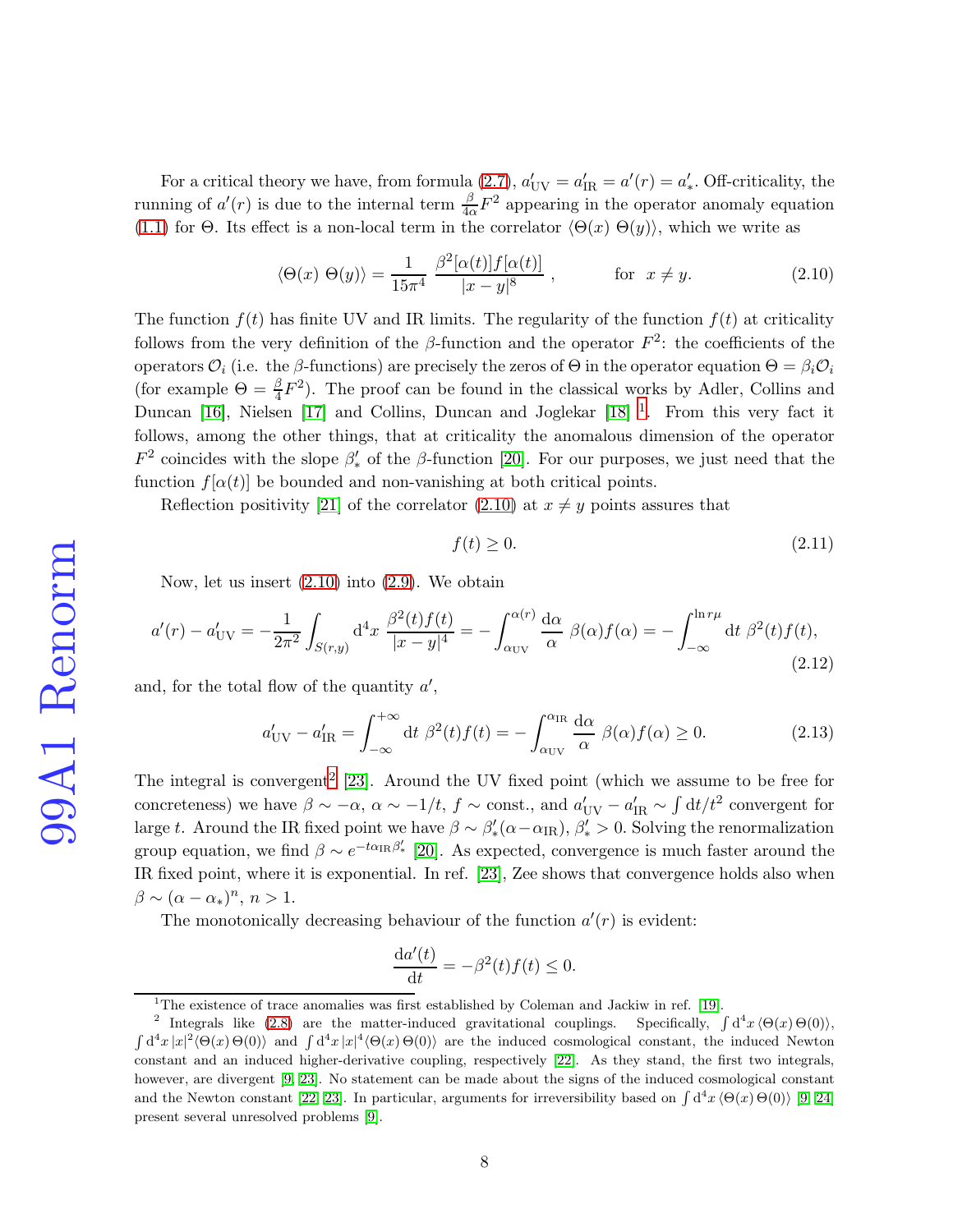For a critical theory we have, from formula (2.7), $a'_{\rm UV} = a'_{\rm IR} = a'(r) = a'_*$. Off-criticality, the running of $a'(r)$ is due to the internal term $\frac{\beta}{4\alpha}F^2$ appearing in the operator anomaly equation (1.1) for $\Theta$. Its effect is a non-local term in the correlator $\langle \Theta(x)\ \Theta(y)\rangle$, which we write as

$$\langle \Theta(x)\ \Theta(y)\rangle = \frac{1}{15\pi^4}\ \frac{\beta^2[\alpha(t)]f[\alpha(t)]}{|x-y|^8}\ , \qquad \text{for} \quad x \neq y. \tag{2.10}$$

The function $f(t)$ has finite UV and IR limits. The regularity of the function $f(t)$ at criticality follows from the very definition of the $\beta$-function and the operator $F^2$: the coefficients of the operators $\mathcal{O}_i$ (i.e. the $\beta$-functions) are precisely the zeros of $\Theta$ in the operator equation $\Theta = \beta_i \mathcal{O}_i$ (for example $\Theta = \frac{\beta}{4}F^2$). The proof can be found in the classical works by Adler, Collins and Duncan [16], Nielsen [17] and Collins, Duncan and Joglekar [18] [1]. From this very fact it follows, among the other things, that at criticality the anomalous dimension of the operator $F^2$ coincides with the slope $\beta'_*$ of the $\beta$-function [20]. For our purposes, we just need that the function $f[\alpha(t)]$ be bounded and non-vanishing at both critical points.

Reflection positivity [21] of the correlator (2.10) at $x \neq y$ points assures that

$$f(t) \geq 0. \tag{2.11}$$

Now, let us insert (2.10) into (2.9). We obtain

$$a'(r) - a'_{\rm UV} = -\frac{1}{2\pi^2}\int_{S(r,y)} {\rm d}^4x\ \frac{\beta^2(t)f(t)}{|x-y|^4} = -\int_{\alpha_{\rm UV}}^{\alpha(r)} \frac{{\rm d}\alpha}{\alpha}\ \beta(\alpha)f(\alpha) = -\int_{-\infty}^{\ln r\mu} {\rm d}t\ \beta^2(t)f(t), \tag{2.12}$$

and, for the total flow of the quantity $a'$,

$$a'_{\rm UV} - a'_{\rm IR} = \int_{-\infty}^{+\infty} {\rm d}t\ \beta^2(t)f(t) = -\int_{\alpha_{\rm UV}}^{\alpha_{\rm IR}} \frac{{\rm d}\alpha}{\alpha}\ \beta(\alpha)f(\alpha) \geq 0. \tag{2.13}$$

The integral is convergent[2] [23]. Around the UV fixed point (which we assume to be free for concreteness) we have $\beta \sim -\alpha$, $\alpha \sim -1/t$, $f \sim$ const., and $a'_{\rm UV} - a'_{\rm IR} \sim \int {\rm d}t/t^2$ convergent for large $t$. Around the IR fixed point we have $\beta \sim \beta'_*(\alpha - \alpha_{\rm IR})$, $\beta'_* > 0$. Solving the renormalization group equation, we find $\beta \sim e^{-t\alpha_{\rm IR}\beta'_*}$ [20]. As expected, convergence is much faster around the IR fixed point, where it is exponential. In ref. [23], Zee shows that convergence holds also when $\beta \sim (\alpha - \alpha_*)^n$, $n > 1$.

The monotonically decreasing behaviour of the function $a'(r)$ is evident:

$$\frac{{\rm d}a'(t)}{{\rm d}t} = -\beta^2(t)f(t) \leq 0.$$

---

[1] The existence of trace anomalies was first established by Coleman and Jackiw in ref. [19].

[2] Integrals like (2.8) are the matter-induced gravitational couplings. Specifically, $\int {\rm d}^4x\,\langle\Theta(x)\,\Theta(0)\rangle$, $\int {\rm d}^4x\,|x|^2\langle\Theta(x)\,\Theta(0)\rangle$ and $\int {\rm d}^4x\,|x|^4\langle\Theta(x)\,\Theta(0)\rangle$ are the induced cosmological constant, the induced Newton constant and an induced higher-derivative coupling, respectively [22]. As they stand, the first two integrals, however, are divergent [9, 23]. No statement can be made about the signs of the induced cosmological constant and the Newton constant [22, 23]. In particular, arguments for irreversibility based on $\int {\rm d}^4x\,\langle\Theta(x)\,\Theta(0)\rangle$ [9, 24] present several unresolved problems [9].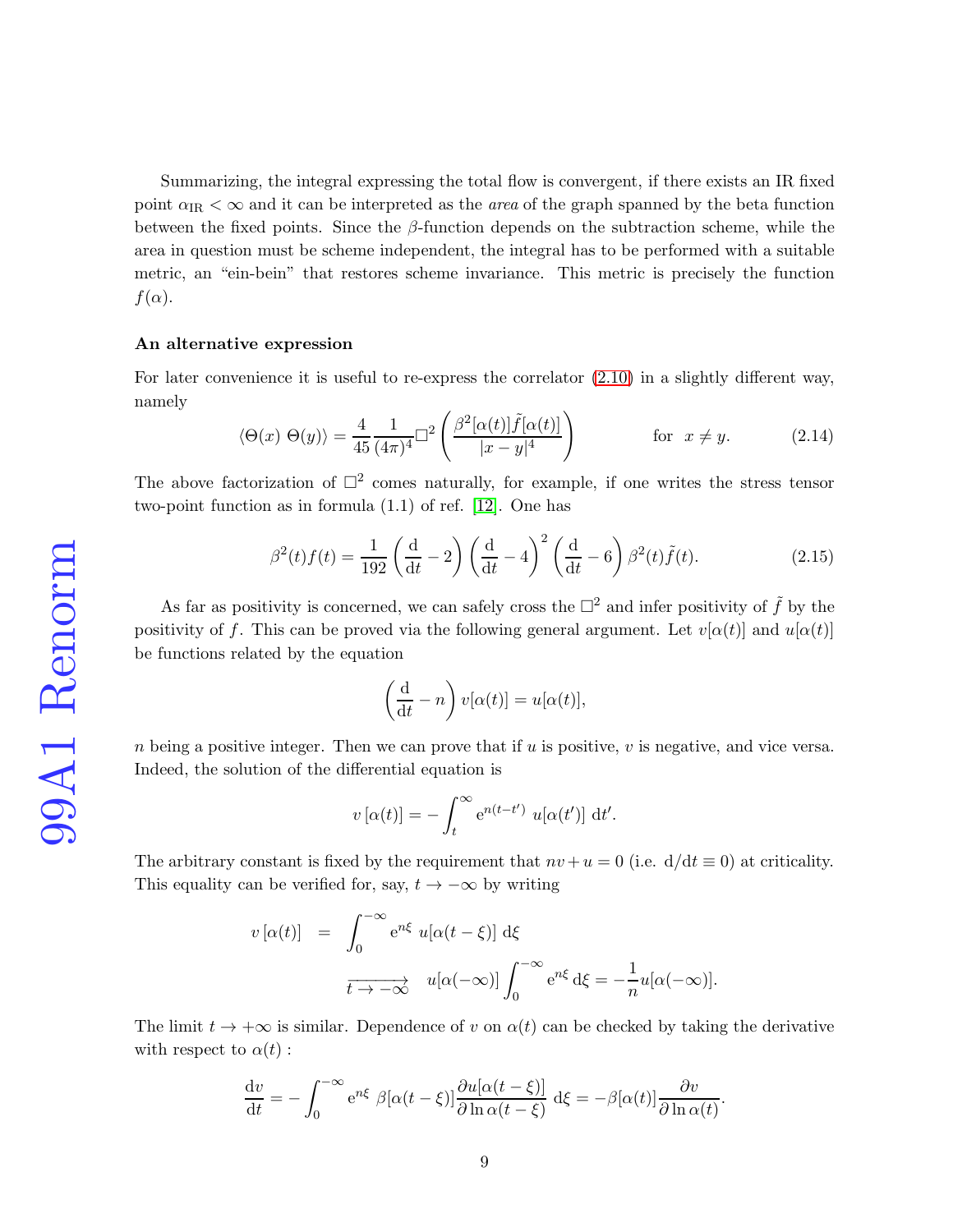Summarizing, the integral expressing the total flow is convergent, if there exists an IR fixed point $\alpha_{\rm IR} < \infty$ and it can be interpreted as the *area* of the graph spanned by the beta function between the fixed points. Since the $\beta$-function depends on the subtraction scheme, while the area in question must be scheme independent, the integral has to be performed with a suitable metric, an "ein-bein" that restores scheme invariance. This metric is precisely the function $f(\alpha)$.

**An alternative expression**

For later convenience it is useful to re-express the correlator (2.10) in a slightly different way, namely

$$\langle \Theta(x)\ \Theta(y)\rangle = \frac{4}{45}\frac{1}{(4\pi)^4}\Box^2\left(\frac{\beta^2[\alpha(t)]\tilde{f}[\alpha(t)]}{|x-y|^4}\right) \qquad \text{for} \quad x \neq y. \tag{2.14}$$

The above factorization of $\Box^2$ comes naturally, for example, if one writes the stress tensor two-point function as in formula (1.1) of ref. [12]. One has

$$\beta^2(t)f(t) = \frac{1}{192}\left(\frac{\mathrm{d}}{\mathrm{d}t}-2\right)\left(\frac{\mathrm{d}}{\mathrm{d}t}-4\right)^2\left(\frac{\mathrm{d}}{\mathrm{d}t}-6\right)\beta^2(t)\tilde{f}(t). \tag{2.15}$$

As far as positivity is concerned, we can safely cross the $\Box^2$ and infer positivity of $\tilde{f}$ by the positivity of $f$. This can be proved via the following general argument. Let $v[\alpha(t)]$ and $u[\alpha(t)]$ be functions related by the equation

$$\left(\frac{\mathrm{d}}{\mathrm{d}t}-n\right)v[\alpha(t)] = u[\alpha(t)],$$

$n$ being a positive integer. Then we can prove that if $u$ is positive, $v$ is negative, and vice versa. Indeed, the solution of the differential equation is

$$v\left[\alpha(t)\right] = -\int_t^{\infty} \mathrm{e}^{n(t-t')}\ u[\alpha(t')]\ \mathrm{d}t'.$$

The arbitrary constant is fixed by the requirement that $nv+u=0$ (i.e. $\mathrm{d}/\mathrm{d}t \equiv 0$) at criticality. This equality can be verified for, say, $t \to -\infty$ by writing

$$\begin{aligned} v\left[\alpha(t)\right] &= \int_0^{-\infty} \mathrm{e}^{n\xi}\ u[\alpha(t-\xi)]\ \mathrm{d}\xi \\ &\xrightarrow[t\to-\infty]{} \quad u[\alpha(-\infty)]\int_0^{-\infty}\mathrm{e}^{n\xi}\ \mathrm{d}\xi = -\frac{1}{n}u[\alpha(-\infty)]. \end{aligned}$$

The limit $t \to +\infty$ is similar. Dependence of $v$ on $\alpha(t)$ can be checked by taking the derivative with respect to $\alpha(t)$ :

$$\frac{\mathrm{d}v}{\mathrm{d}t} = -\int_0^{-\infty}\mathrm{e}^{n\xi}\ \beta[\alpha(t-\xi)]\frac{\partial u[\alpha(t-\xi)]}{\partial \ln \alpha(t-\xi)}\ \mathrm{d}\xi = -\beta[\alpha(t)]\frac{\partial v}{\partial \ln\alpha(t)}.$$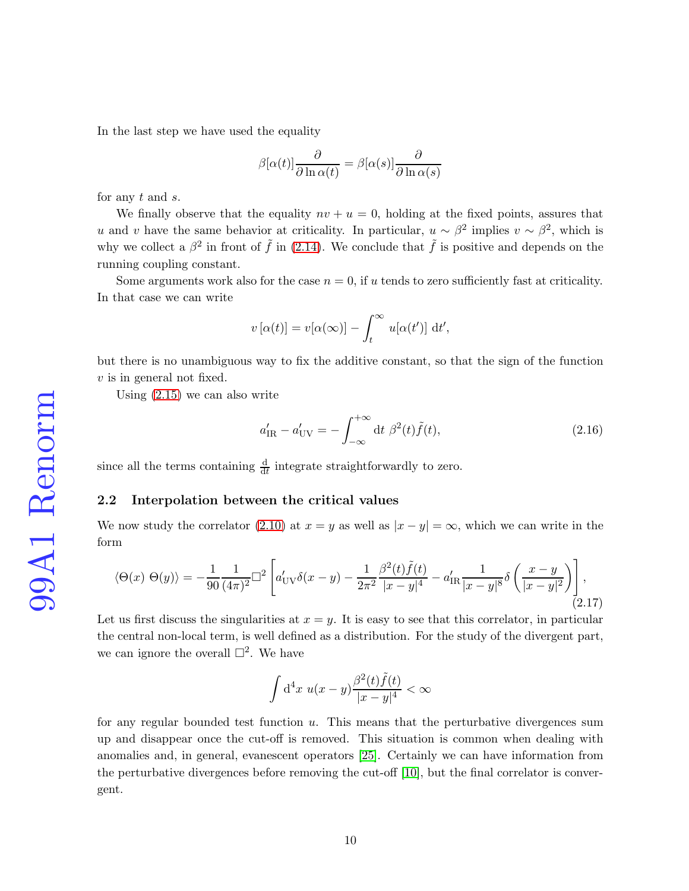In the last step we have used the equality

$$\beta[\alpha(t)]\frac{\partial}{\partial \ln \alpha(t)} = \beta[\alpha(s)]\frac{\partial}{\partial \ln \alpha(s)}$$

for any $t$ and $s$.

We finally observe that the equality $nv + u = 0$, holding at the fixed points, assures that $u$ and $v$ have the same behavior at criticality. In particular, $u \sim \beta^2$ implies $v \sim \beta^2$, which is why we collect a $\beta^2$ in front of $\tilde{f}$ in (2.14). We conclude that $\tilde{f}$ is positive and depends on the running coupling constant.

Some arguments work also for the case $n = 0$, if $u$ tends to zero sufficiently fast at criticality. In that case we can write

$$v\left[\alpha(t)\right] = v[\alpha(\infty)] - \int_t^\infty u[\alpha(t')]\ \mathrm{d}t',$$

but there is no unambiguous way to fix the additive constant, so that the sign of the function $v$ is in general not fixed.

Using (2.15) we can also write

$$a'_{\rm IR} - a'_{\rm UV} = -\int_{-\infty}^{+\infty} \mathrm{d}t\ \beta^2(t)\tilde{f}(t), \tag{2.16}$$

since all the terms containing $\frac{\mathrm{d}}{\mathrm{d}t}$ integrate straightforwardly to zero.

### 2.2 Interpolation between the critical values

We now study the correlator (2.10) at $x = y$ as well as $|x - y| = \infty$, which we can write in the form

$$\langle \Theta(x)\ \Theta(y)\rangle = -\frac{1}{90}\frac{1}{(4\pi)^2}\Box^2\left[a'_{\rm UV}\delta(x-y) - \frac{1}{2\pi^2}\frac{\beta^2(t)\tilde{f}(t)}{|x-y|^4} - a'_{\rm IR}\frac{1}{|x-y|^8}\delta\left(\frac{x-y}{|x-y|^2}\right)\right], \tag{2.17}$$

Let us first discuss the singularities at $x = y$. It is easy to see that this correlator, in particular the central non-local term, is well defined as a distribution. For the study of the divergent part, we can ignore the overall $\Box^2$. We have

$$\int \mathrm{d}^4x\ u(x-y)\frac{\beta^2(t)\tilde{f}(t)}{|x-y|^4} < \infty$$

for any regular bounded test function $u$. This means that the perturbative divergences sum up and disappear once the cut-off is removed. This situation is common when dealing with anomalies and, in general, evanescent operators [25]. Certainly we can have information from the perturbative divergences before removing the cut-off [10], but the final correlator is convergent.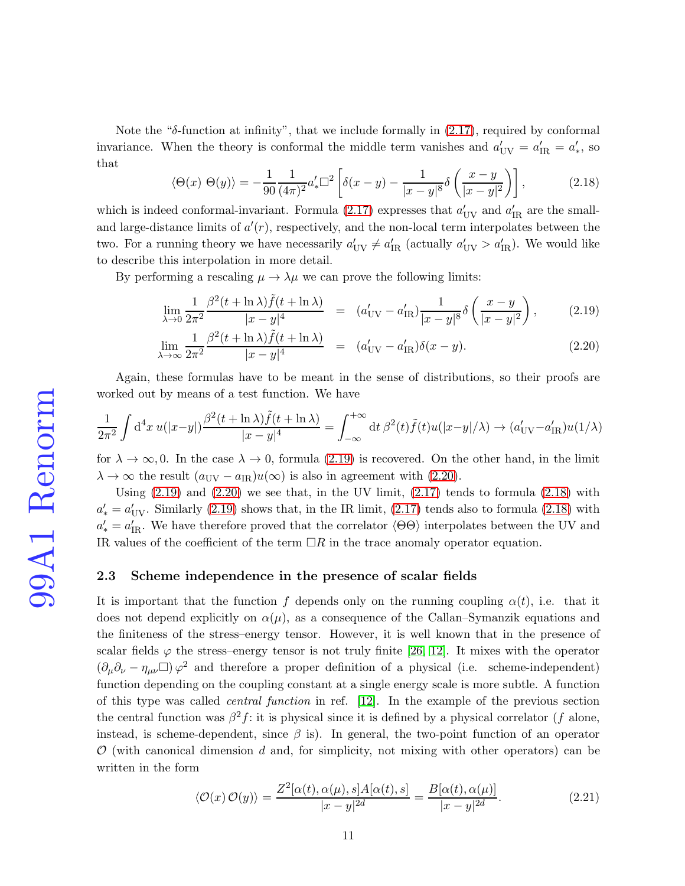Note the "$\delta$-function at infinity", that we include formally in (2.17), required by conformal invariance. When the theory is conformal the middle term vanishes and $a'_{\rm UV} = a'_{\rm IR} = a'_*$, so that

$$
\langle \Theta(x)\ \Theta(y) \rangle = -\frac{1}{90}\frac{1}{(4\pi)^2} a'_* \Box^2 \left[ \delta(x-y) - \frac{1}{|x-y|^8}\delta\left(\frac{x-y}{|x-y|^2}\right)\right], \tag{2.18}
$$

which is indeed conformal-invariant. Formula (2.17) expresses that $a'_{\rm UV}$ and $a'_{\rm IR}$ are the small- and large-distance limits of $a'(r)$, respectively, and the non-local term interpolates between the two. For a running theory we have necessarily $a'_{\rm UV} \neq a'_{\rm IR}$ (actually $a'_{\rm UV} > a'_{\rm IR}$). We would like to describe this interpolation in more detail.

By performing a rescaling $\mu \to \lambda\mu$ we can prove the following limits:

$$
\lim_{\lambda\to 0} \frac{1}{2\pi^2} \frac{\beta^2(t+\ln\lambda)\tilde{f}(t+\ln\lambda)}{|x-y|^4} = (a'_{\rm UV} - a'_{\rm IR}) \frac{1}{|x-y|^8}\delta\left(\frac{x-y}{|x-y|^2}\right), \tag{2.19}
$$

$$
\lim_{\lambda\to \infty} \frac{1}{2\pi^2} \frac{\beta^2(t+\ln\lambda)\tilde{f}(t+\ln\lambda)}{|x-y|^4} = (a'_{\rm UV} - a'_{\rm IR}) \delta(x-y). \tag{2.20}
$$

Again, these formulas have to be meant in the sense of distributions, so their proofs are worked out by means of a test function. We have

$$
\frac{1}{2\pi^2}\int {\rm d}^4x\, u(|x-y|)\frac{\beta^2(t+\ln\lambda)\tilde{f}(t+\ln\lambda)}{|x-y|^4} = \int_{-\infty}^{+\infty} {\rm d}t\, \beta^2(t)\tilde{f}(t) u(|x-y|/\lambda) \to (a'_{\rm UV} - a'_{\rm IR}) u(1/\lambda)
$$

for $\lambda \to \infty, 0$. In the case $\lambda \to 0$, formula (2.19) is recovered. On the other hand, in the limit $\lambda \to \infty$ the result $(a_{\rm UV} - a_{\rm IR})u(\infty)$ is also in agreement with (2.20).

Using (2.19) and (2.20) we see that, in the UV limit, (2.17) tends to formula (2.18) with $a'_* = a'_{\rm UV}$. Similarly (2.19) shows that, in the IR limit, (2.17) tends also to formula (2.18) with $a'_* = a'_{\rm IR}$. We have therefore proved that the correlator $\langle\Theta\Theta\rangle$ interpolates between the UV and IR values of the coefficient of the term $\Box R$ in the trace anomaly operator equation.

### 2.3 Scheme independence in the presence of scalar fields

It is important that the function $f$ depends only on the running coupling $\alpha(t)$, i.e. that it does not depend explicitly on $\alpha(\mu)$, as a consequence of the Callan–Symanzik equations and the finiteness of the stress–energy tensor. However, it is well known that in the presence of scalar fields $\varphi$ the stress–energy tensor is not truly finite [26, 12]. It mixes with the operator $(\partial_\mu\partial_\nu - \eta_{\mu\nu}\Box)\,\varphi^2$ and therefore a proper definition of a physical (i.e. scheme-independent) function depending on the coupling constant at a single energy scale is more subtle. A function of this type was called *central function* in ref. [12]. In the example of the previous section the central function was $\beta^2 f$: it is physical since it is defined by a physical correlator ($f$ alone, instead, is scheme-dependent, since $\beta$ is). In general, the two-point function of an operator $\mathcal{O}$ (with canonical dimension $d$ and, for simplicity, not mixing with other operators) can be written in the form

$$
\langle \mathcal{O}(x)\,\mathcal{O}(y)\rangle = \frac{Z^2[\alpha(t),\alpha(\mu),s]A[\alpha(t),s]}{|x-y|^{2d}} = \frac{B[\alpha(t),\alpha(\mu)]}{|x-y|^{2d}}. \tag{2.21}
$$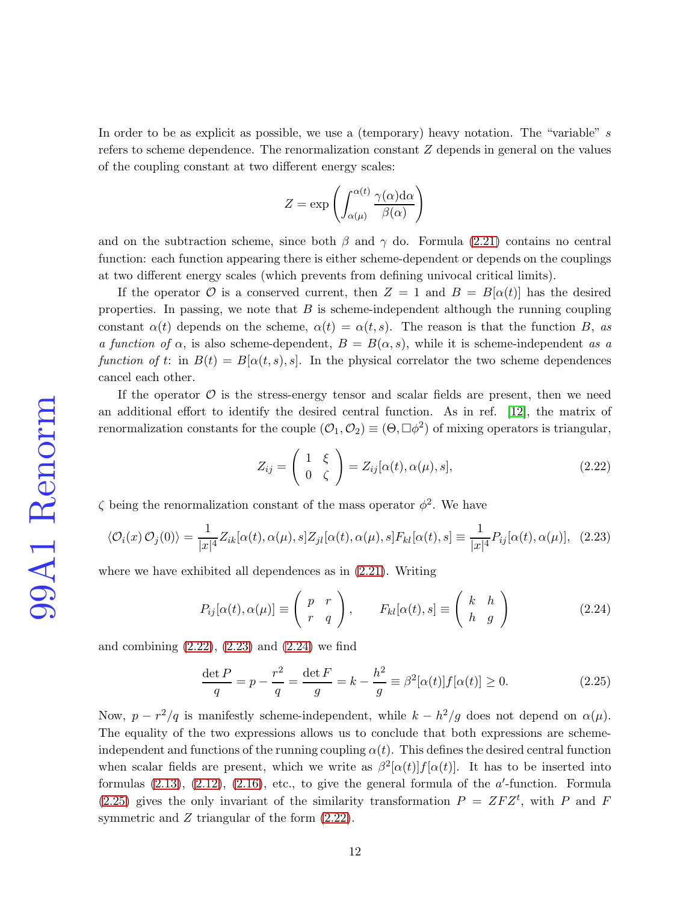In order to be as explicit as possible, we use a (temporary) heavy notation. The "variable" $s$ refers to scheme dependence. The renormalization constant $Z$ depends in general on the values of the coupling constant at two different energy scales:

$$Z = \exp\left(\int_{\alpha(\mu)}^{\alpha(t)} \frac{\gamma(\alpha)\mathrm{d}\alpha}{\beta(\alpha)}\right)$$

and on the subtraction scheme, since both $\beta$ and $\gamma$ do. Formula (2.21) contains no central function: each function appearing there is either scheme-dependent or depends on the couplings at two different energy scales (which prevents from defining univocal critical limits).

If the operator $\mathcal{O}$ is a conserved current, then $Z = 1$ and $B = B[\alpha(t)]$ has the desired properties. In passing, we note that $B$ is scheme-independent although the running coupling constant $\alpha(t)$ depends on the scheme, $\alpha(t) = \alpha(t, s)$. The reason is that the function $B$, *as a function of* $\alpha$, is also scheme-dependent, $B = B(\alpha, s)$, while it is scheme-independent *as a function of* $t$: in $B(t) = B[\alpha(t, s), s]$. In the physical correlator the two scheme dependences cancel each other.

If the operator $\mathcal{O}$ is the stress-energy tensor and scalar fields are present, then we need an additional effort to identify the desired central function. As in ref. [12], the matrix of renormalization constants for the couple $(\mathcal{O}_1, \mathcal{O}_2) \equiv (\Theta, \Box\phi^2)$ of mixing operators is triangular,

$$Z_{ij} = \begin{pmatrix} 1 & \xi \\ 0 & \zeta \end{pmatrix} = Z_{ij}[\alpha(t), \alpha(\mu), s], \tag{2.22}$$

$\zeta$ being the renormalization constant of the mass operator $\phi^2$. We have

$$\langle \mathcal{O}_i(x)\, \mathcal{O}_j(0)\rangle = \frac{1}{|x|^4} Z_{ik}[\alpha(t), \alpha(\mu), s] Z_{jl}[\alpha(t), \alpha(\mu), s] F_{kl}[\alpha(t), s] \equiv \frac{1}{|x|^4} P_{ij}[\alpha(t), \alpha(\mu)], \tag{2.23}$$

where we have exhibited all dependences as in (2.21). Writing

$$P_{ij}[\alpha(t), \alpha(\mu)] \equiv \begin{pmatrix} p & r \\ r & q \end{pmatrix}, \qquad F_{kl}[\alpha(t), s] \equiv \begin{pmatrix} k & h \\ h & g \end{pmatrix} \tag{2.24}$$

and combining (2.22), (2.23) and (2.24) we find

$$\frac{\det P}{q} = p - \frac{r^2}{q} = \frac{\det F}{g} = k - \frac{h^2}{g} \equiv \beta^2[\alpha(t)] f[\alpha(t)] \geq 0. \tag{2.25}$$

Now, $p - r^2/q$ is manifestly scheme-independent, while $k - h^2/g$ does not depend on $\alpha(\mu)$. The equality of the two expressions allows us to conclude that both expressions are scheme-independent and functions of the running coupling $\alpha(t)$. This defines the desired central function when scalar fields are present, which we write as $\beta^2[\alpha(t)] f[\alpha(t)]$. It has to be inserted into formulas (2.13), (2.12), (2.16), etc., to give the general formula of the $a'$-function. Formula (2.25) gives the only invariant of the similarity transformation $P = ZFZ^t$, with $P$ and $F$ symmetric and $Z$ triangular of the form (2.22).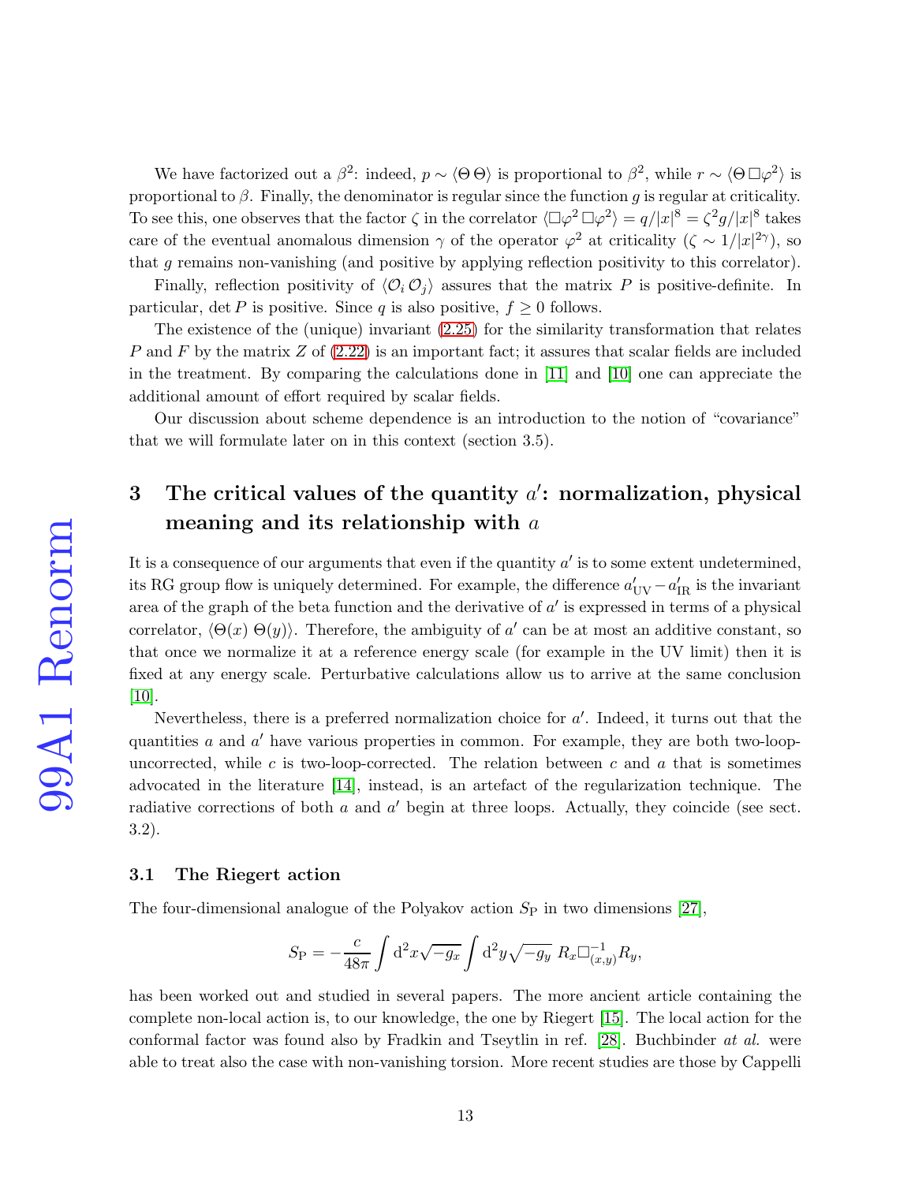We have factorized out a $\beta^2$: indeed, $p \sim \langle \Theta\, \Theta \rangle$ is proportional to $\beta^2$, while $r \sim \langle \Theta\, \Box\varphi^2 \rangle$ is proportional to $\beta$. Finally, the denominator is regular since the function $g$ is regular at criticality. To see this, one observes that the factor $\zeta$ in the correlator $\langle \Box\varphi^2\, \Box\varphi^2 \rangle = q/|x|^8 = \zeta^2 g/|x|^8$ takes care of the eventual anomalous dimension $\gamma$ of the operator $\varphi^2$ at criticality ($\zeta \sim 1/|x|^{2\gamma}$), so that $g$ remains non-vanishing (and positive by applying reflection positivity to this correlator).

Finally, reflection positivity of $\langle \mathcal{O}_i\, \mathcal{O}_j \rangle$ assures that the matrix $P$ is positive-definite. In particular, $\det P$ is positive. Since $q$ is also positive, $f \geq 0$ follows.

The existence of the (unique) invariant (2.25) for the similarity transformation that relates $P$ and $F$ by the matrix $Z$ of (2.22) is an important fact; it assures that scalar fields are included in the treatment. By comparing the calculations done in [11] and [10] one can appreciate the additional amount of effort required by scalar fields.

Our discussion about scheme dependence is an introduction to the notion of "covariance" that we will formulate later on in this context (section 3.5).

# 3 The critical values of the quantity $a'$: normalization, physical meaning and its relationship with $a$

It is a consequence of our arguments that even if the quantity $a'$ is to some extent undetermined, its RG group flow is uniquely determined. For example, the difference $a'_{\rm UV} - a'_{\rm IR}$ is the invariant area of the graph of the beta function and the derivative of $a'$ is expressed in terms of a physical correlator, $\langle \Theta(x)\; \Theta(y) \rangle$. Therefore, the ambiguity of $a'$ can be at most an additive constant, so that once we normalize it at a reference energy scale (for example in the UV limit) then it is fixed at any energy scale. Perturbative calculations allow us to arrive at the same conclusion [10].

Nevertheless, there is a preferred normalization choice for $a'$. Indeed, it turns out that the quantities $a$ and $a'$ have various properties in common. For example, they are both two-loop-uncorrected, while $c$ is two-loop-corrected. The relation between $c$ and $a$ that is sometimes advocated in the literature [14], instead, is an artefact of the regularization technique. The radiative corrections of both $a$ and $a'$ begin at three loops. Actually, they coincide (see sect. 3.2).

## 3.1 The Riegert action

The four-dimensional analogue of the Polyakov action $S_{\rm P}$ in two dimensions [27],

$$S_{\rm P} = -\frac{c}{48\pi} \int {\rm d}^2x \sqrt{-g_x} \int {\rm d}^2y \sqrt{-g_y}\; R_x \Box^{-1}_{(x,y)} R_y,$$

has been worked out and studied in several papers. The more ancient article containing the complete non-local action is, to our knowledge, the one by Riegert [15]. The local action for the conformal factor was found also by Fradkin and Tseytlin in ref. [28]. Buchbinder *at al.* were able to treat also the case with non-vanishing torsion. More recent studies are those by Cappelli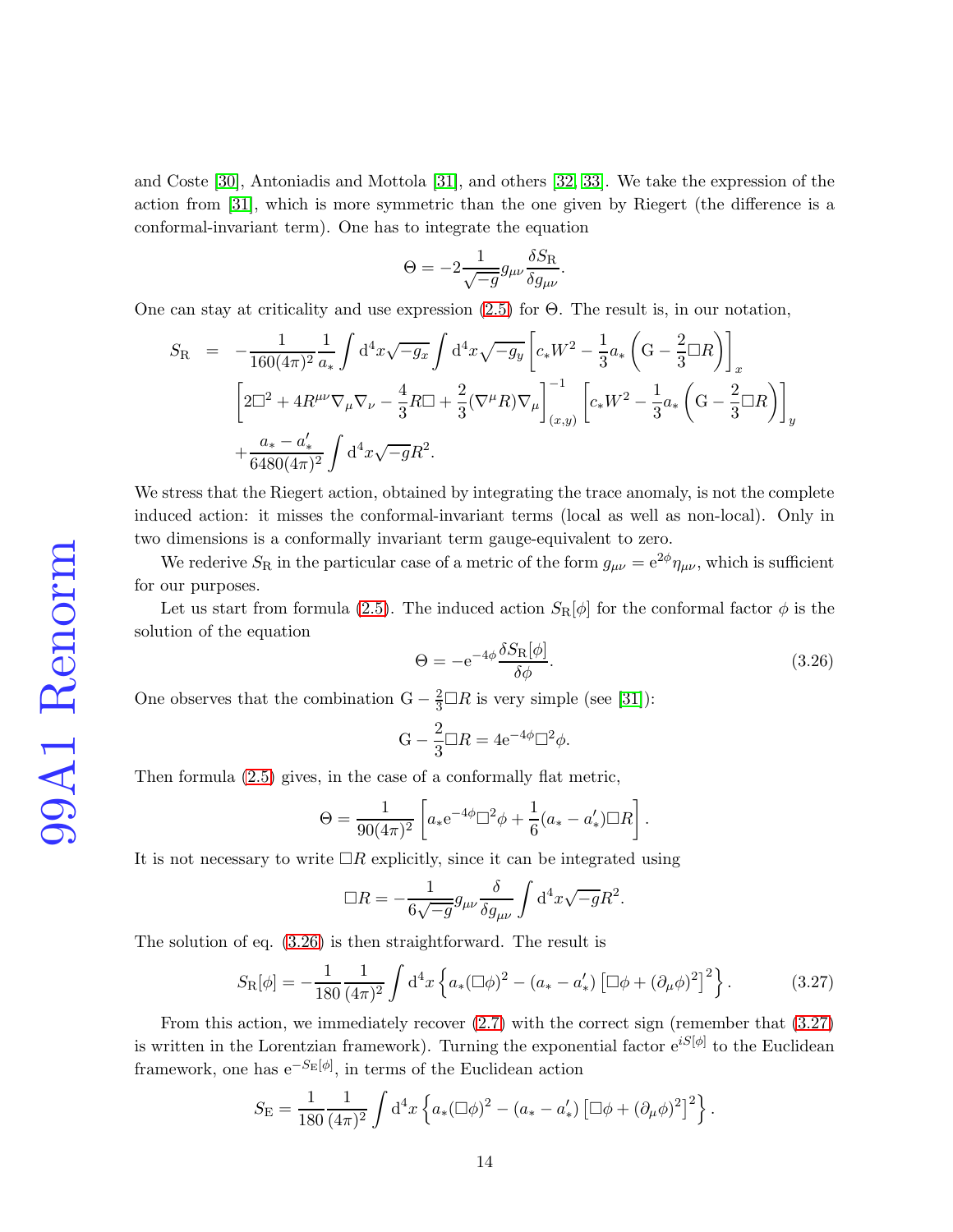and Coste [30], Antoniadis and Mottola [31], and others [32, 33]. We take the expression of the action from [31], which is more symmetric than the one given by Riegert (the difference is a conformal-invariant term). One has to integrate the equation

$$\Theta = -2\frac{1}{\sqrt{-g}}g_{\mu\nu}\frac{\delta S_{\rm R}}{\delta g_{\mu\nu}}.$$

One can stay at criticality and use expression (2.5) for $\Theta$. The result is, in our notation,

$$\begin{aligned}
S_{\rm R} \;&=\; -\frac{1}{160(4\pi)^2}\frac{1}{a_*}\int {\rm d}^4x\sqrt{-g_x}\int {\rm d}^4x\sqrt{-g_y}\left[c_*W^2-\frac{1}{3}a_*\left({\rm G}-\frac{2}{3}\Box R\right)\right]_x \\
&\left[2\Box^2+4R^{\mu\nu}\nabla_\mu\nabla_\nu-\frac{4}{3}R\Box+\frac{2}{3}(\nabla^\mu R)\nabla_\mu\right]^{-1}_{(x,y)}\left[c_*W^2-\frac{1}{3}a_*\left({\rm G}-\frac{2}{3}\Box R\right)\right]_y \\
&+\frac{a_*-a_*'}{6480(4\pi)^2}\int {\rm d}^4x\sqrt{-g}R^2.
\end{aligned}$$

We stress that the Riegert action, obtained by integrating the trace anomaly, is not the complete induced action: it misses the conformal-invariant terms (local as well as non-local). Only in two dimensions is a conformally invariant term gauge-equivalent to zero.

We rederive $S_{\rm R}$ in the particular case of a metric of the form $g_{\mu\nu}={\rm e}^{2\phi}\eta_{\mu\nu}$, which is sufficient for our purposes.

Let us start from formula (2.5). The induced action $S_{\rm R}[\phi]$ for the conformal factor $\phi$ is the solution of the equation

$$\Theta = -{\rm e}^{-4\phi}\frac{\delta S_{\rm R}[\phi]}{\delta\phi}. \tag{3.26}$$

One observes that the combination ${\rm G}-\frac{2}{3}\Box R$ is very simple (see [31]):

$${\rm G}-\frac{2}{3}\Box R = 4{\rm e}^{-4\phi}\Box^2\phi.$$

Then formula (2.5) gives, in the case of a conformally flat metric,

$$\Theta = \frac{1}{90(4\pi)^2}\left[a_*{\rm e}^{-4\phi}\Box^2\phi+\frac{1}{6}(a_*-a_*')\Box R\right].$$

It is not necessary to write $\Box R$ explicitly, since it can be integrated using

$$\Box R = -\frac{1}{6\sqrt{-g}}g_{\mu\nu}\frac{\delta}{\delta g_{\mu\nu}}\int {\rm d}^4x\sqrt{-g}R^2.$$

The solution of eq. (3.26) is then straightforward. The result is

$$S_{\rm R}[\phi] = -\frac{1}{180}\frac{1}{(4\pi)^2}\int {\rm d}^4x\left\{a_*(\Box\phi)^2-(a_*-a_*')\left[\Box\phi+(\partial_\mu\phi)^2\right]^2\right\}. \tag{3.27}$$

From this action, we immediately recover (2.7) with the correct sign (remember that (3.27) is written in the Lorentzian framework). Turning the exponential factor ${\rm e}^{iS[\phi]}$ to the Euclidean framework, one has ${\rm e}^{-S_{\rm E}[\phi]}$, in terms of the Euclidean action

$$S_{\rm E} = \frac{1}{180}\frac{1}{(4\pi)^2}\int {\rm d}^4x\left\{a_*(\Box\phi)^2-(a_*-a_*')\left[\Box\phi+(\partial_\mu\phi)^2\right]^2\right\}.$$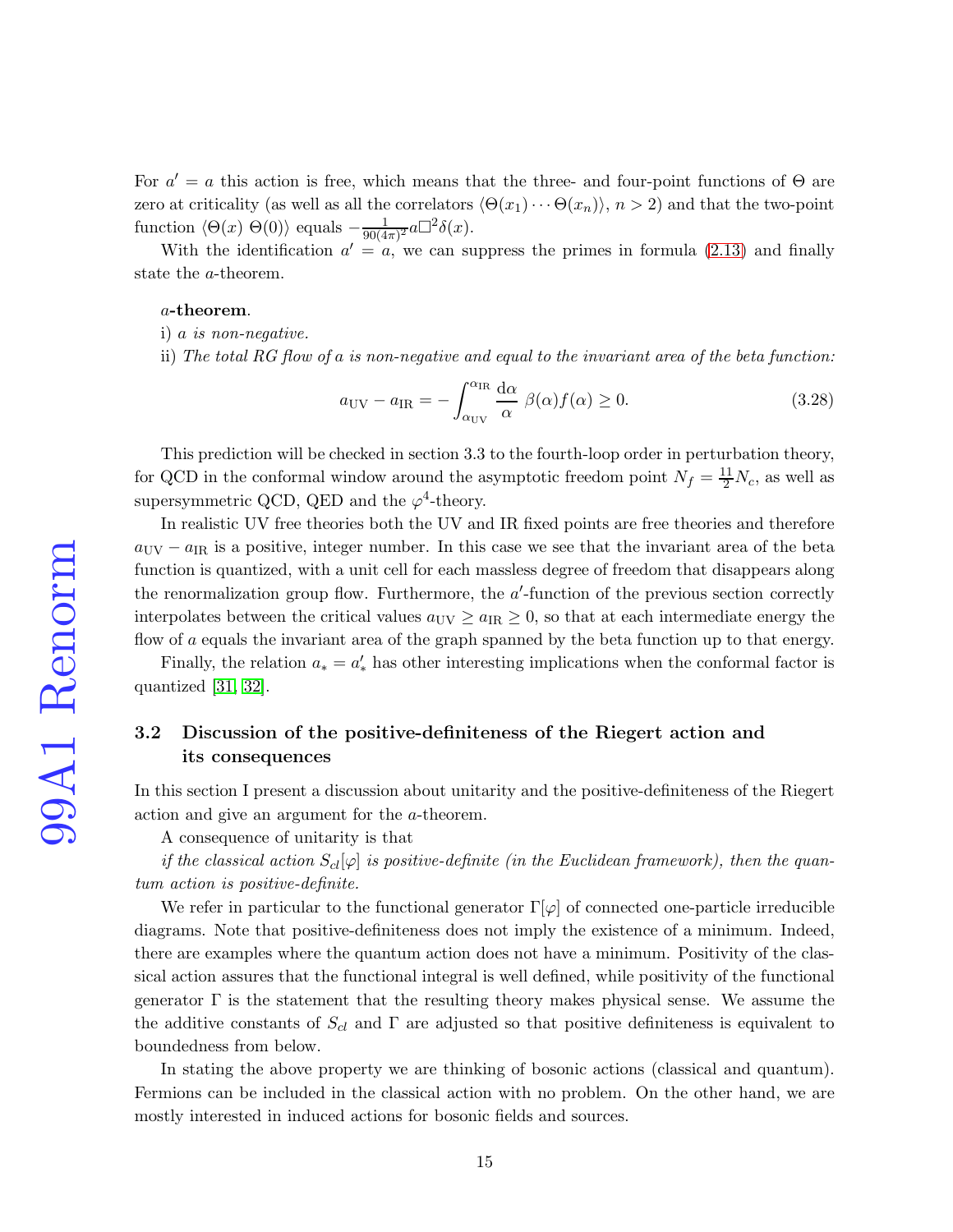For $a' = a$ this action is free, which means that the three- and four-point functions of $\Theta$ are zero at criticality (as well as all the correlators $\langle\Theta(x_1)\cdots\Theta(x_n)\rangle$, $n > 2$) and that the two-point function $\langle\Theta(x)\ \Theta(0)\rangle$ equals $-\frac{1}{90(4\pi)^2}a\Box^2\delta(x)$.

With the identification $a' = a$, we can suppress the primes in formula (2.13) and finally state the $a$-theorem.

**$a$-theorem.**

i) *$a$ is non-negative.*

ii) *The total RG flow of $a$ is non-negative and equal to the invariant area of the beta function:*

$$a_{\rm UV} - a_{\rm IR} = -\int_{\alpha_{\rm UV}}^{\alpha_{\rm IR}} \frac{{\rm d}\alpha}{\alpha}\ \beta(\alpha) f(\alpha) \geq 0. \tag{3.28}$$

This prediction will be checked in section 3.3 to the fourth-loop order in perturbation theory, for QCD in the conformal window around the asymptotic freedom point $N_f = \frac{11}{2}N_c$, as well as supersymmetric QCD, QED and the $\varphi^4$-theory.

In realistic UV free theories both the UV and IR fixed points are free theories and therefore $a_{\rm UV} - a_{\rm IR}$ is a positive, integer number. In this case we see that the invariant area of the beta function is quantized, with a unit cell for each massless degree of freedom that disappears along the renormalization group flow. Furthermore, the $a'$-function of the previous section correctly interpolates between the critical values $a_{\rm UV} \geq a_{\rm IR} \geq 0$, so that at each intermediate energy the flow of $a$ equals the invariant area of the graph spanned by the beta function up to that energy.

Finally, the relation $a_* = a'_*$ has other interesting implications when the conformal factor is quantized [31, 32].

### 3.2 Discussion of the positive-definiteness of the Riegert action and its consequences

In this section I present a discussion about unitarity and the positive-definiteness of the Riegert action and give an argument for the $a$-theorem.

A consequence of unitarity is that

*if the classical action $S_{cl}[\varphi]$ is positive-definite (in the Euclidean framework), then the quantum action is positive-definite.*

We refer in particular to the functional generator $\Gamma[\varphi]$ of connected one-particle irreducible diagrams. Note that positive-definiteness does not imply the existence of a minimum. Indeed, there are examples where the quantum action does not have a minimum. Positivity of the classical action assures that the functional integral is well defined, while positivity of the functional generator $\Gamma$ is the statement that the resulting theory makes physical sense. We assume the the additive constants of $S_{cl}$ and $\Gamma$ are adjusted so that positive definiteness is equivalent to boundedness from below.

In stating the above property we are thinking of bosonic actions (classical and quantum). Fermions can be included in the classical action with no problem. On the other hand, we are mostly interested in induced actions for bosonic fields and sources.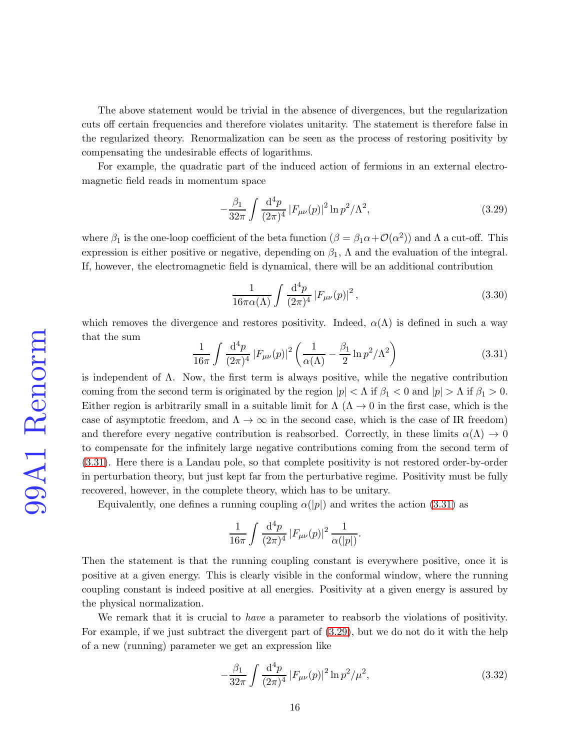The above statement would be trivial in the absence of divergences, but the regularization cuts off certain frequencies and therefore violates unitarity. The statement is therefore false in the regularized theory. Renormalization can be seen as the process of restoring positivity by compensating the undesirable effects of logarithms.

For example, the quadratic part of the induced action of fermions in an external electromagnetic field reads in momentum space

$$-\frac{\beta_1}{32\pi}\int\frac{\mathrm{d}^4p}{(2\pi)^4}\left|F_{\mu\nu}(p)\right|^2\ln p^2/\Lambda^2, \tag{3.29}$$

where $\beta_1$ is the one-loop coefficient of the beta function ($\beta=\beta_1\alpha+\mathcal{O}(\alpha^2)$) and $\Lambda$ a cut-off. This expression is either positive or negative, depending on $\beta_1$, $\Lambda$ and the evaluation of the integral. If, however, the electromagnetic field is dynamical, there will be an additional contribution

$$\frac{1}{16\pi\alpha(\Lambda)}\int\frac{\mathrm{d}^4p}{(2\pi)^4}\left|F_{\mu\nu}(p)\right|^2, \tag{3.30}$$

which removes the divergence and restores positivity. Indeed, $\alpha(\Lambda)$ is defined in such a way that the sum

$$\frac{1}{16\pi}\int\frac{\mathrm{d}^4p}{(2\pi)^4}\left|F_{\mu\nu}(p)\right|^2\left(\frac{1}{\alpha(\Lambda)}-\frac{\beta_1}{2}\ln p^2/\Lambda^2\right) \tag{3.31}$$

is independent of $\Lambda$. Now, the first term is always positive, while the negative contribution coming from the second term is originated by the region $|p|<\Lambda$ if $\beta_1<0$ and $|p|>\Lambda$ if $\beta_1>0$. Either region is arbitrarily small in a suitable limit for $\Lambda$ ($\Lambda\rightarrow 0$ in the first case, which is the case of asymptotic freedom, and $\Lambda\rightarrow\infty$ in the second case, which is the case of IR freedom) and therefore every negative contribution is reabsorbed. Correctly, in these limits $\alpha(\Lambda)\rightarrow 0$ to compensate for the infinitely large negative contributions coming from the second term of (3.31). Here there is a Landau pole, so that complete positivity is not restored order-by-order in perturbation theory, but just kept far from the perturbative regime. Positivity must be fully recovered, however, in the complete theory, which has to be unitary.

Equivalently, one defines a running coupling $\alpha(|p|)$ and writes the action (3.31) as

$$\frac{1}{16\pi}\int\frac{\mathrm{d}^4p}{(2\pi)^4}\left|F_{\mu\nu}(p)\right|^2\frac{1}{\alpha(|p|)}.$$

Then the statement is that the running coupling constant is everywhere positive, once it is positive at a given energy. This is clearly visible in the conformal window, where the running coupling constant is indeed positive at all energies. Positivity at a given energy is assured by the physical normalization.

We remark that it is crucial to *have* a parameter to reabsorb the violations of positivity. For example, if we just subtract the divergent part of (3.29), but we do not do it with the help of a new (running) parameter we get an expression like

$$-\frac{\beta_1}{32\pi}\int\frac{\mathrm{d}^4p}{(2\pi)^4}\left|F_{\mu\nu}(p)\right|^2\ln p^2/\mu^2, \tag{3.32}$$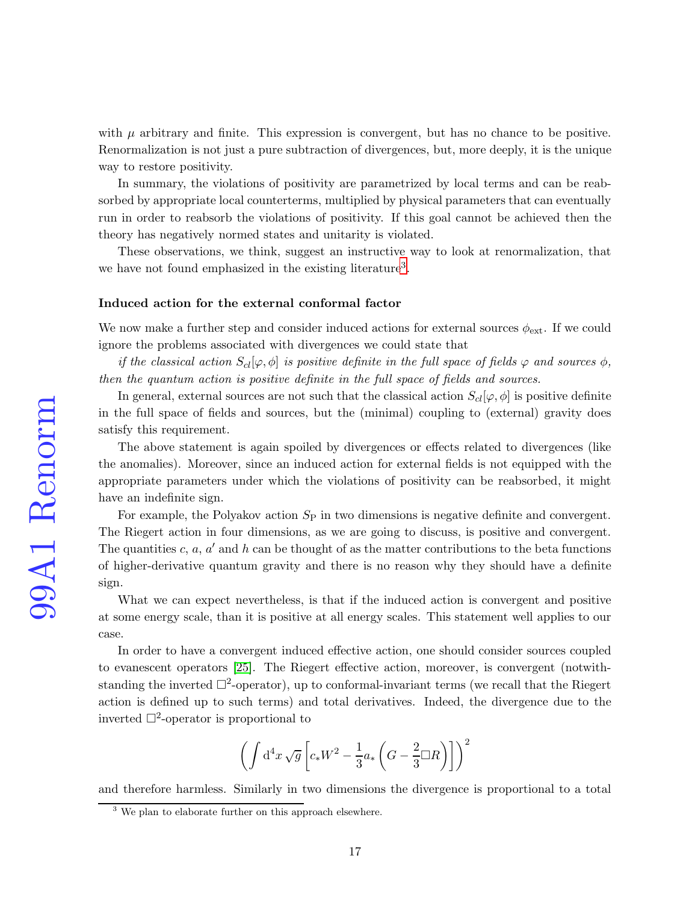with $\mu$ arbitrary and finite. This expression is convergent, but has no chance to be positive. Renormalization is not just a pure subtraction of divergences, but, more deeply, it is the unique way to restore positivity.

In summary, the violations of positivity are parametrized by local terms and can be reabsorbed by appropriate local counterterms, multiplied by physical parameters that can eventually run in order to reabsorb the violations of positivity. If this goal cannot be achieved then the theory has negatively normed states and unitarity is violated.

These observations, we think, suggest an instructive way to look at renormalization, that we have not found emphasized in the existing literature[3].

**Induced action for the external conformal factor**

We now make a further step and consider induced actions for external sources $\phi_{\text{ext}}$. If we could ignore the problems associated with divergences we could state that

*if the classical action $S_{cl}[\varphi, \phi]$ is positive definite in the full space of fields $\varphi$ and sources $\phi$, then the quantum action is positive definite in the full space of fields and sources.*

In general, external sources are not such that the classical action $S_{cl}[\varphi, \phi]$ is positive definite in the full space of fields and sources, but the (minimal) coupling to (external) gravity does satisfy this requirement.

The above statement is again spoiled by divergences or effects related to divergences (like the anomalies). Moreover, since an induced action for external fields is not equipped with the appropriate parameters under which the violations of positivity can be reabsorbed, it might have an indefinite sign.

For example, the Polyakov action $S_{\text{P}}$ in two dimensions is negative definite and convergent. The Riegert action in four dimensions, as we are going to discuss, is positive and convergent. The quantities $c$, $a$, $a'$ and $h$ can be thought of as the matter contributions to the beta functions of higher-derivative quantum gravity and there is no reason why they should have a definite sign.

What we can expect nevertheless, is that if the induced action is convergent and positive at some energy scale, than it is positive at all energy scales. This statement well applies to our case.

In order to have a convergent induced effective action, one should consider sources coupled to evanescent operators [25]. The Riegert effective action, moreover, is convergent (notwithstanding the inverted $\Box^2$-operator), up to conformal-invariant terms (we recall that the Riegert action is defined up to such terms) and total derivatives. Indeed, the divergence due to the inverted $\Box^2$-operator is proportional to

$$\left(\int \mathrm{d}^4x\,\sqrt{g}\left[c_*W^2 - \frac{1}{3}a_*\left(G - \frac{2}{3}\Box R\right)\right]\right)^2$$

and therefore harmless. Similarly in two dimensions the divergence is proportional to a total

[3] We plan to elaborate further on this approach elsewhere.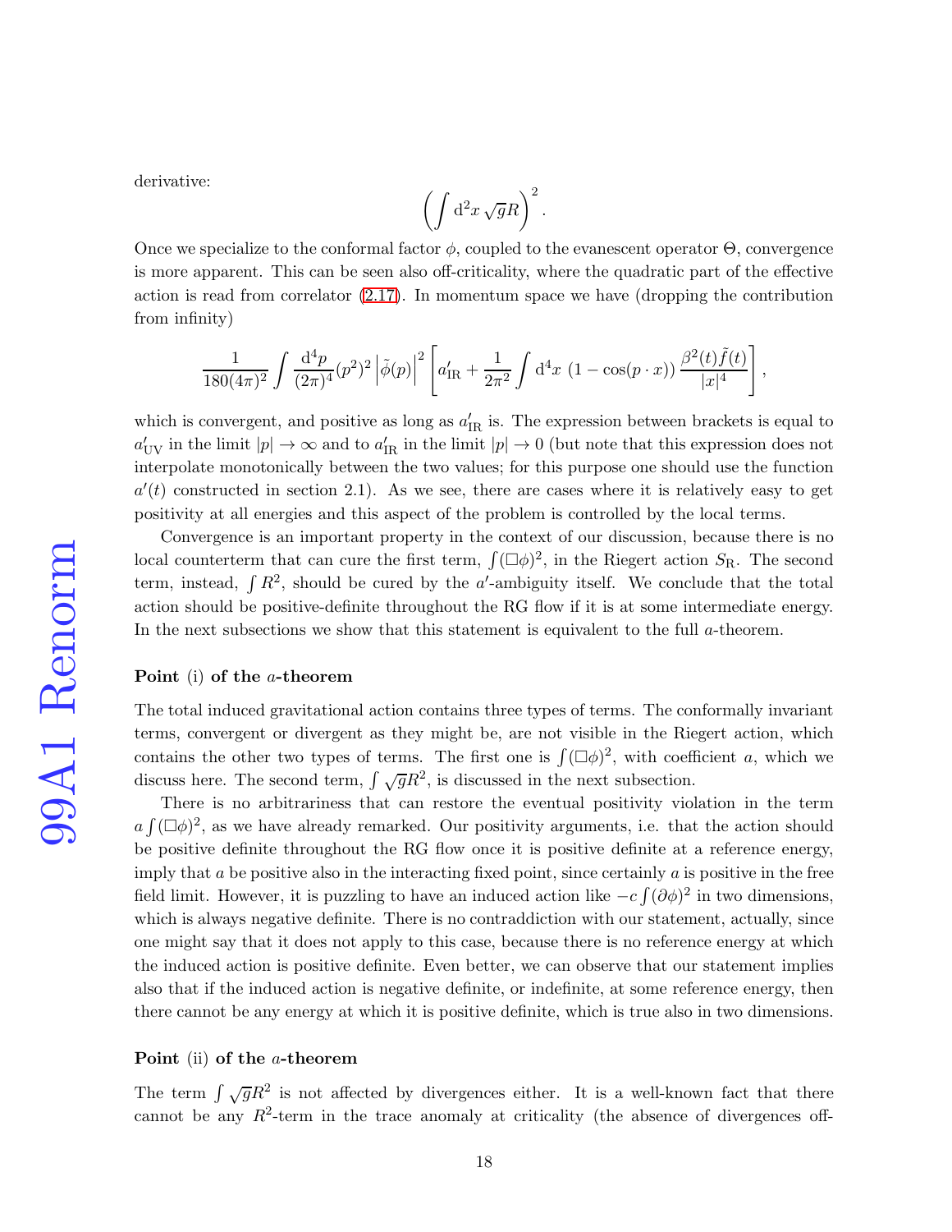derivative:

$$\left(\int \mathrm{d}^2 x\, \sqrt{g} R\right)^2.$$

Once we specialize to the conformal factor $\phi$, coupled to the evanescent operator $\Theta$, convergence is more apparent. This can be seen also off-criticality, where the quadratic part of the effective action is read from correlator (2.17). In momentum space we have (dropping the contribution from infinity)

$$\frac{1}{180(4\pi)^2}\int \frac{\mathrm{d}^4 p}{(2\pi)^4}(p^2)^2\left|\tilde{\phi}(p)\right|^2\left[a'_{\rm IR}+\frac{1}{2\pi^2}\int \mathrm{d}^4 x\ (1-\cos(p\cdot x))\,\frac{\beta^2(t)\tilde{f}(t)}{|x|^4}\right],$$

which is convergent, and positive as long as $a'_{\rm IR}$ is. The expression between brackets is equal to $a'_{\rm UV}$ in the limit $|p|\to\infty$ and to $a'_{\rm IR}$ in the limit $|p|\to 0$ (but note that this expression does not interpolate monotonically between the two values; for this purpose one should use the function $a'(t)$ constructed in section 2.1). As we see, there are cases where it is relatively easy to get positivity at all energies and this aspect of the problem is controlled by the local terms.

Convergence is an important property in the context of our discussion, because there is no local counterterm that can cure the first term, $\int(\Box\phi)^2$, in the Riegert action $S_{\rm R}$. The second term, instead, $\int R^2$, should be cured by the $a'$-ambiguity itself. We conclude that the total action should be positive-definite throughout the RG flow if it is at some intermediate energy. In the next subsections we show that this statement is equivalent to the full $a$-theorem.

**Point** (i) **of the** $a$**-theorem**

The total induced gravitational action contains three types of terms. The conformally invariant terms, convergent or divergent as they might be, are not visible in the Riegert action, which contains the other two types of terms. The first one is $\int(\Box\phi)^2$, with coefficient $a$, which we discuss here. The second term, $\int\sqrt{g}R^2$, is discussed in the next subsection.

There is no arbitrariness that can restore the eventual positivity violation in the term $a\int(\Box\phi)^2$, as we have already remarked. Our positivity arguments, i.e. that the action should be positive definite throughout the RG flow once it is positive definite at a reference energy, imply that $a$ be positive also in the interacting fixed point, since certainly $a$ is positive in the free field limit. However, it is puzzling to have an induced action like $-c\int(\partial\phi)^2$ in two dimensions, which is always negative definite. There is no contraddiction with our statement, actually, since one might say that it does not apply to this case, because there is no reference energy at which the induced action is positive definite. Even better, we can observe that our statement implies also that if the induced action is negative definite, or indefinite, at some reference energy, then there cannot be any energy at which it is positive definite, which is true also in two dimensions.

**Point** (ii) **of the** $a$**-theorem**

The term $\int\sqrt{g}R^2$ is not affected by divergences either. It is a well-known fact that there cannot be any $R^2$-term in the trace anomaly at criticality (the absence of divergences off-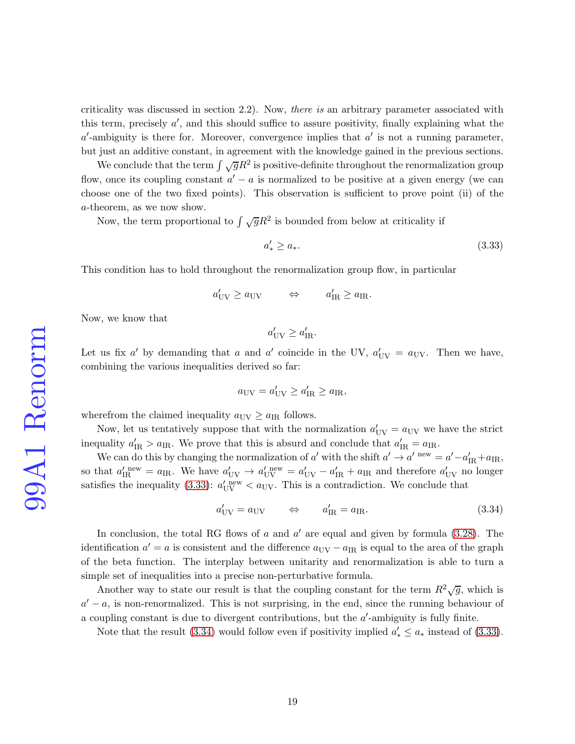criticality was discussed in section 2.2). Now, *there is* an arbitrary parameter associated with this term, precisely $a'$, and this should suffice to assure positivity, finally explaining what the $a'$-ambiguity is there for. Moreover, convergence implies that $a'$ is not a running parameter, but just an additive constant, in agreement with the knowledge gained in the previous sections.

We conclude that the term $\int \sqrt{g} R^2$ is positive-definite throughout the renormalization group flow, once its coupling constant $a' - a$ is normalized to be positive at a given energy (we can choose one of the two fixed points). This observation is sufficient to prove point (ii) of the $a$-theorem, as we now show.

Now, the term proportional to $\int \sqrt{g} R^2$ is bounded from below at criticality if

$$a'_* \geq a_*. \tag{3.33}$$

This condition has to hold throughout the renormalization group flow, in particular

$$a'_{\rm UV} \geq a_{\rm UV} \qquad \Leftrightarrow \qquad a'_{\rm IR} \geq a_{\rm IR}.$$

Now, we know that

$$a'_{\rm UV} \geq a'_{\rm IR}.$$

Let us fix $a'$ by demanding that $a$ and $a'$ coincide in the UV, $a'_{\rm UV} = a_{\rm UV}$. Then we have, combining the various inequalities derived so far:

$$a_{\rm UV} = a'_{\rm UV} \geq a'_{\rm IR} \geq a_{\rm IR},$$

wherefrom the claimed inequality $a_{\rm UV} \geq a_{\rm IR}$ follows.

Now, let us tentatively suppose that with the normalization $a'_{\rm UV} = a_{\rm UV}$ we have the strict inequality $a'_{\rm IR} > a_{\rm IR}$. We prove that this is absurd and conclude that $a'_{\rm IR} = a_{\rm IR}$.

We can do this by changing the normalization of $a'$ with the shift $a' \to a'^{\rm \ new} = a' - a'_{\rm IR} + a_{\rm IR}$, so that $a'^{\rm new}_{\rm IR} = a_{\rm IR}$. We have $a'_{\rm UV} \to a'^{\rm new}_{\rm UV} = a'_{\rm UV} - a'_{\rm IR} + a_{\rm IR}$ and therefore $a'_{\rm UV}$ no longer satisfies the inequality (3.33): $a'^{\rm new}_{\rm UV} < a_{\rm UV}$. This is a contradiction. We conclude that

$$a'_{\rm UV} = a_{\rm UV} \qquad \Leftrightarrow \qquad a'_{\rm IR} = a_{\rm IR}. \tag{3.34}$$

In conclusion, the total RG flows of $a$ and $a'$ are equal and given by formula (3.28). The identification $a' = a$ is consistent and the difference $a_{\rm UV} - a_{\rm IR}$ is equal to the area of the graph of the beta function. The interplay between unitarity and renormalization is able to turn a simple set of inequalities into a precise non-perturbative formula.

Another way to state our result is that the coupling constant for the term $R^2 \sqrt{g}$, which is $a' - a$, is non-renormalized. This is not surprising, in the end, since the running behaviour of a coupling constant is due to divergent contributions, but the $a'$-ambiguity is fully finite.

Note that the result (3.34) would follow even if positivity implied $a'_* \leq a_*$ instead of (3.33).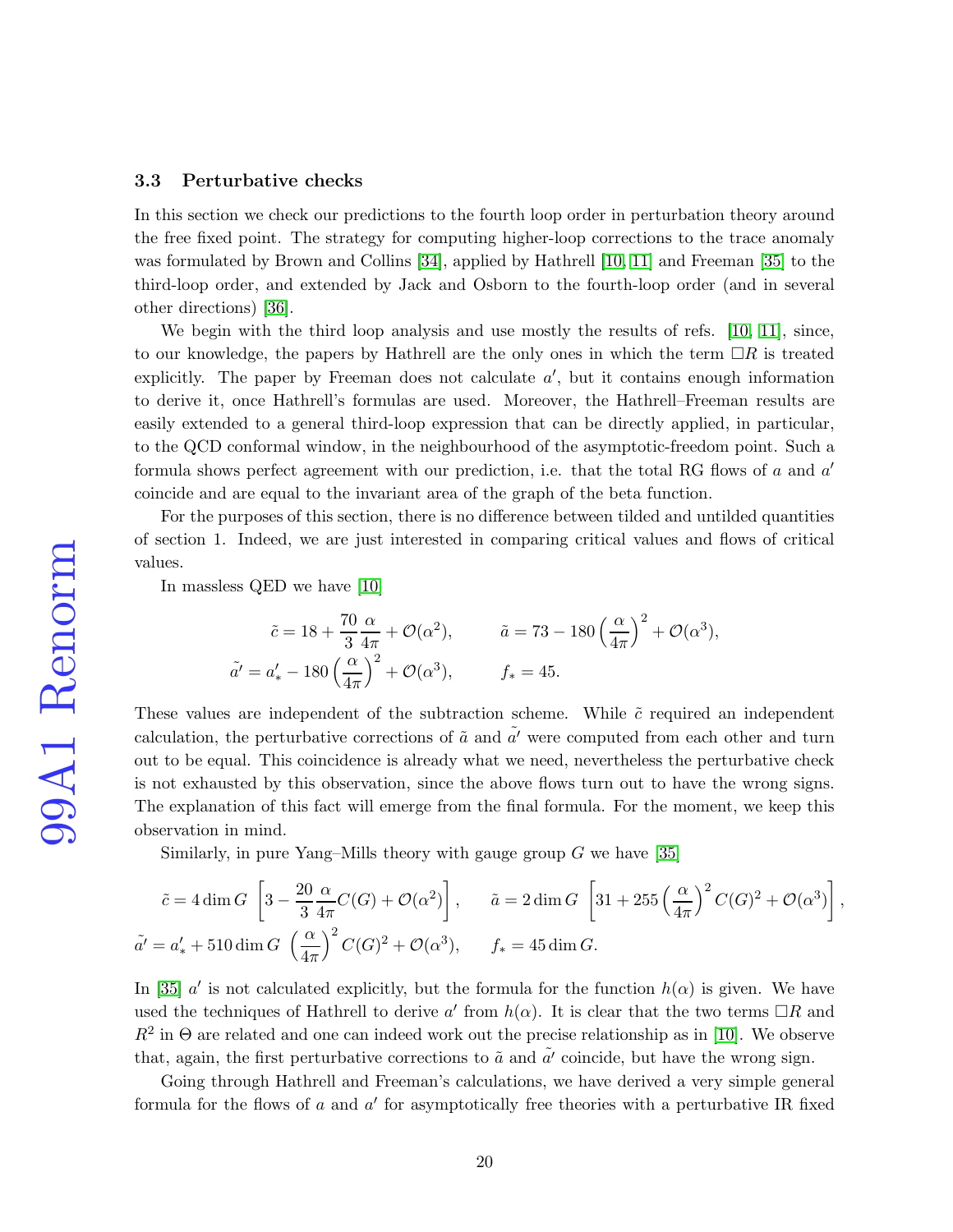### 3.3 Perturbative checks

In this section we check our predictions to the fourth loop order in perturbation theory around the free fixed point. The strategy for computing higher-loop corrections to the trace anomaly was formulated by Brown and Collins [34], applied by Hathrell [10, 11] and Freeman [35] to the third-loop order, and extended by Jack and Osborn to the fourth-loop order (and in several other directions) [36].

We begin with the third loop analysis and use mostly the results of refs. [10, 11], since, to our knowledge, the papers by Hathrell are the only ones in which the term $\Box R$ is treated explicitly. The paper by Freeman does not calculate $a'$, but it contains enough information to derive it, once Hathrell's formulas are used. Moreover, the Hathrell–Freeman results are easily extended to a general third-loop expression that can be directly applied, in particular, to the QCD conformal window, in the neighbourhood of the asymptotic-freedom point. Such a formula shows perfect agreement with our prediction, i.e. that the total RG flows of $a$ and $a'$ coincide and are equal to the invariant area of the graph of the beta function.

For the purposes of this section, there is no difference between tilded and untilded quantities of section 1. Indeed, we are just interested in comparing critical values and flows of critical values.

In massless QED we have [10]

$$\tilde{c} = 18 + \frac{70}{3}\frac{\alpha}{4\pi} + \mathcal{O}(\alpha^2), \qquad \tilde{a} = 73 - 180\left(\frac{\alpha}{4\pi}\right)^2 + \mathcal{O}(\alpha^3),$$
$$\tilde{a'} = a'_* - 180\left(\frac{\alpha}{4\pi}\right)^2 + \mathcal{O}(\alpha^3), \qquad f_* = 45.$$

These values are independent of the subtraction scheme. While $\tilde{c}$ required an independent calculation, the perturbative corrections of $\tilde{a}$ and $\tilde{a'}$ were computed from each other and turn out to be equal. This coincidence is already what we need, nevertheless the perturbative check is not exhausted by this observation, since the above flows turn out to have the wrong signs. The explanation of this fact will emerge from the final formula. For the moment, we keep this observation in mind.

Similarly, in pure Yang–Mills theory with gauge group $G$ we have [35]

$$\tilde{c} = 4\dim G\,\left[3 - \frac{20}{3}\frac{\alpha}{4\pi}C(G) + \mathcal{O}(\alpha^2)\right], \qquad \tilde{a} = 2\dim G\,\left[31 + 255\left(\frac{\alpha}{4\pi}\right)^2 C(G)^2 + \mathcal{O}(\alpha^3)\right],$$
$$\tilde{a'} = a'_* + 510\dim G\,\left(\frac{\alpha}{4\pi}\right)^2 C(G)^2 + \mathcal{O}(\alpha^3), \qquad f_* = 45\dim G.$$

In [35] $a'$ is not calculated explicitly, but the formula for the function $h(\alpha)$ is given. We have used the techniques of Hathrell to derive $a'$ from $h(\alpha)$. It is clear that the two terms $\Box R$ and $R^2$ in $\Theta$ are related and one can indeed work out the precise relationship as in [10]. We observe that, again, the first perturbative corrections to $\tilde{a}$ and $\tilde{a'}$ coincide, but have the wrong sign.

Going through Hathrell and Freeman's calculations, we have derived a very simple general formula for the flows of $a$ and $a'$ for asymptotically free theories with a perturbative IR fixed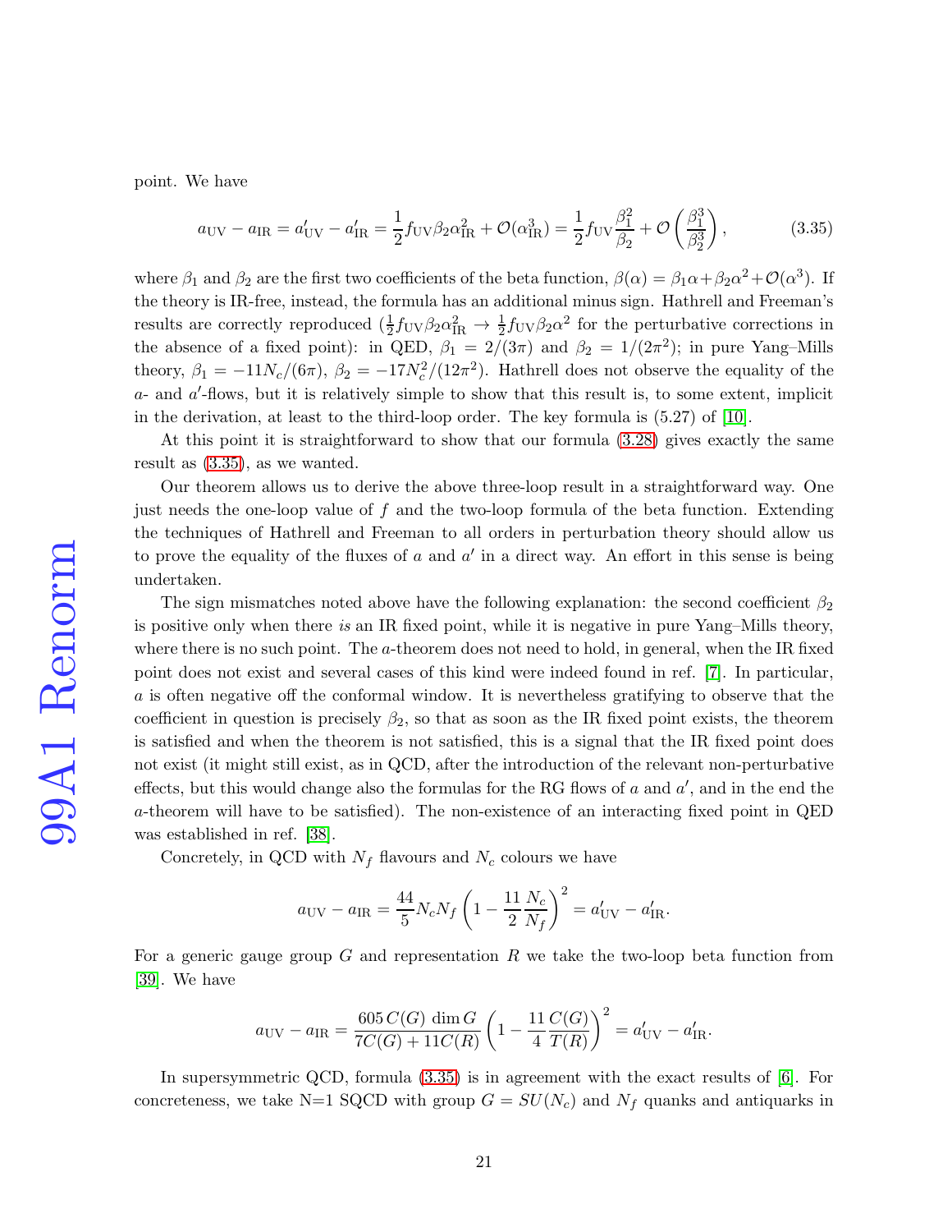point. We have

$$a_{\mathrm{UV}}-a_{\mathrm{IR}}=a'_{\mathrm{UV}}-a'_{\mathrm{IR}}=\frac{1}{2}f_{\mathrm{UV}}\beta_2\alpha_{\mathrm{IR}}^2+\mathcal{O}(\alpha_{\mathrm{IR}}^3)=\frac{1}{2}f_{\mathrm{UV}}\frac{\beta_1^2}{\beta_2}+\mathcal{O}\left(\frac{\beta_1^3}{\beta_2^3}\right), \tag{3.35}$$

where $\beta_1$ and $\beta_2$ are the first two coefficients of the beta function, $\beta(\alpha)=\beta_1\alpha+\beta_2\alpha^2+\mathcal{O}(\alpha^3)$. If the theory is IR-free, instead, the formula has an additional minus sign. Hathrell and Freeman's results are correctly reproduced ($\frac{1}{2}f_{\mathrm{UV}}\beta_2\alpha_{\mathrm{IR}}^2\rightarrow\frac{1}{2}f_{\mathrm{UV}}\beta_2\alpha^2$ for the perturbative corrections in the absence of a fixed point): in QED, $\beta_1=2/(3\pi)$ and $\beta_2=1/(2\pi^2)$; in pure Yang–Mills theory, $\beta_1=-11N_c/(6\pi)$, $\beta_2=-17N_c^2/(12\pi^2)$. Hathrell does not observe the equality of the $a$- and $a'$-flows, but it is relatively simple to show that this result is, to some extent, implicit in the derivation, at least to the third-loop order. The key formula is (5.27) of [10].

At this point it is straightforward to show that our formula (3.28) gives exactly the same result as (3.35), as we wanted.

Our theorem allows us to derive the above three-loop result in a straightforward way. One just needs the one-loop value of $f$ and the two-loop formula of the beta function. Extending the techniques of Hathrell and Freeman to all orders in perturbation theory should allow us to prove the equality of the fluxes of $a$ and $a'$ in a direct way. An effort in this sense is being undertaken.

The sign mismatches noted above have the following explanation: the second coefficient $\beta_2$ is positive only when there *is* an IR fixed point, while it is negative in pure Yang–Mills theory, where there is no such point. The $a$-theorem does not need to hold, in general, when the IR fixed point does not exist and several cases of this kind were indeed found in ref. [7]. In particular, $a$ is often negative off the conformal window. It is nevertheless gratifying to observe that the coefficient in question is precisely $\beta_2$, so that as soon as the IR fixed point exists, the theorem is satisfied and when the theorem is not satisfied, this is a signal that the IR fixed point does not exist (it might still exist, as in QCD, after the introduction of the relevant non-perturbative effects, but this would change also the formulas for the RG flows of $a$ and $a'$, and in the end the $a$-theorem will have to be satisfied). The non-existence of an interacting fixed point in QED was established in ref. [38].

Concretely, in QCD with $N_f$ flavours and $N_c$ colours we have

$$a_{\mathrm{UV}}-a_{\mathrm{IR}}=\frac{44}{5}N_cN_f\left(1-\frac{11}{2}\frac{N_c}{N_f}\right)^2=a'_{\mathrm{UV}}-a'_{\mathrm{IR}}.$$

For a generic gauge group $G$ and representation $R$ we take the two-loop beta function from [39]. We have

$$a_{\mathrm{UV}}-a_{\mathrm{IR}}=\frac{605\,C(G)\,\dim G}{7C(G)+11C(R)}\left(1-\frac{11}{4}\frac{C(G)}{T(R)}\right)^2=a'_{\mathrm{UV}}-a'_{\mathrm{IR}}.$$

In supersymmetric QCD, formula (3.35) is in agreement with the exact results of [6]. For concreteness, we take N=1 SQCD with group $G=SU(N_c)$ and $N_f$ quarks and antiquarks in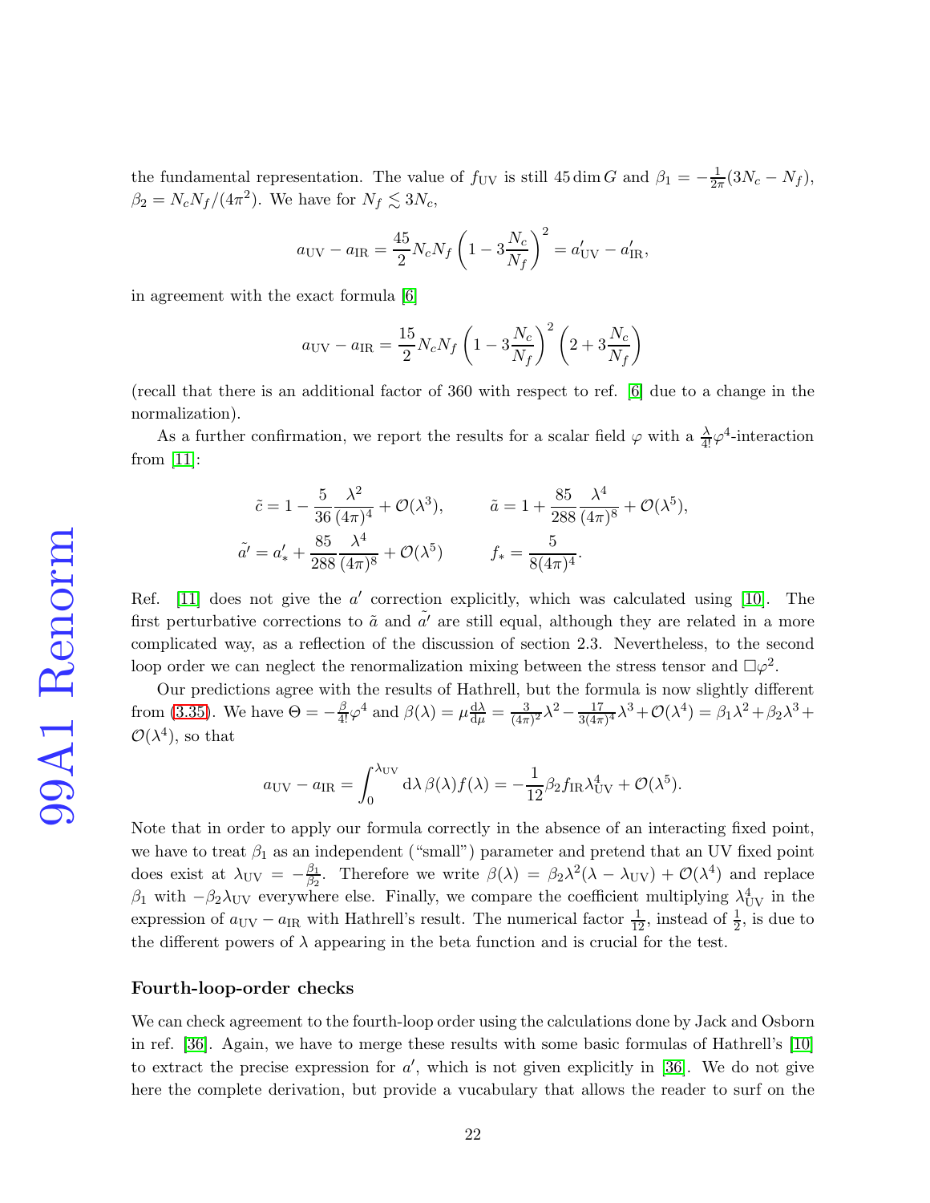the fundamental representation. The value of $f_{\rm UV}$ is still $45\dim G$ and $\beta_1 = -\frac{1}{2\pi}(3N_c - N_f)$, $\beta_2 = N_c N_f/(4\pi^2)$. We have for $N_f \lesssim 3N_c$,

$$a_{\rm UV} - a_{\rm IR} = \frac{45}{2} N_c N_f \left(1 - 3\frac{N_c}{N_f}\right)^2 = a'_{\rm UV} - a'_{\rm IR},$$

in agreement with the exact formula [6]

$$a_{\rm UV} - a_{\rm IR} = \frac{15}{2} N_c N_f \left(1 - 3\frac{N_c}{N_f}\right)^2 \left(2 + 3\frac{N_c}{N_f}\right)$$

(recall that there is an additional factor of 360 with respect to ref. [6] due to a change in the normalization).

As a further confirmation, we report the results for a scalar field $\varphi$ with a $\frac{\lambda}{4!}\varphi^4$-interaction from [11]:

$$\tilde{c} = 1 - \frac{5}{36}\frac{\lambda^2}{(4\pi)^4} + \mathcal{O}(\lambda^3), \qquad \tilde{a} = 1 + \frac{85}{288}\frac{\lambda^4}{(4\pi)^8} + \mathcal{O}(\lambda^5),$$

$$\tilde{a'} = a'_* + \frac{85}{288}\frac{\lambda^4}{(4\pi)^8} + \mathcal{O}(\lambda^5) \qquad f_* = \frac{5}{8(4\pi)^4}.$$

Ref. [11] does not give the $a'$ correction explicitly, which was calculated using [10]. The first perturbative corrections to $\tilde{a}$ and $\tilde{a'}$ are still equal, although they are related in a more complicated way, as a reflection of the discussion of section 2.3. Nevertheless, to the second loop order we can neglect the renormalization mixing between the stress tensor and $\Box\varphi^2$.

Our predictions agree with the results of Hathrell, but the formula is now slightly different from (3.35). We have $\Theta = -\frac{\beta}{4!}\varphi^4$ and $\beta(\lambda) = \mu\frac{\mathrm{d}\lambda}{\mathrm{d}\mu} = \frac{3}{(4\pi)^2}\lambda^2 - \frac{17}{3(4\pi)^4}\lambda^3 + \mathcal{O}(\lambda^4) = \beta_1\lambda^2 + \beta_2\lambda^3 + \mathcal{O}(\lambda^4)$, so that

$$a_{\rm UV} - a_{\rm IR} = \int_0^{\lambda_{\rm UV}} \mathrm{d}\lambda\, \beta(\lambda) f(\lambda) = -\frac{1}{12}\beta_2 f_{\rm IR}\lambda_{\rm UV}^4 + \mathcal{O}(\lambda^5).$$

Note that in order to apply our formula correctly in the absence of an interacting fixed point, we have to treat $\beta_1$ as an independent ("small") parameter and pretend that an UV fixed point does exist at $\lambda_{\rm UV} = -\frac{\beta_1}{\beta_2}$. Therefore we write $\beta(\lambda) = \beta_2\lambda^2(\lambda - \lambda_{\rm UV}) + \mathcal{O}(\lambda^4)$ and replace $\beta_1$ with $-\beta_2\lambda_{\rm UV}$ everywhere else. Finally, we compare the coefficient multiplying $\lambda_{\rm UV}^4$ in the expression of $a_{\rm UV} - a_{\rm IR}$ with Hathrell's result. The numerical factor $\frac{1}{12}$, instead of $\frac{1}{2}$, is due to the different powers of $\lambda$ appearing in the beta function and is crucial for the test.

#### Fourth-loop-order checks

We can check agreement to the fourth-loop order using the calculations done by Jack and Osborn in ref. [36]. Again, we have to merge these results with some basic formulas of Hathrell's [10] to extract the precise expression for $a'$, which is not given explicitly in [36]. We do not give here the complete derivation, but provide a vucabulary that allows the reader to surf on the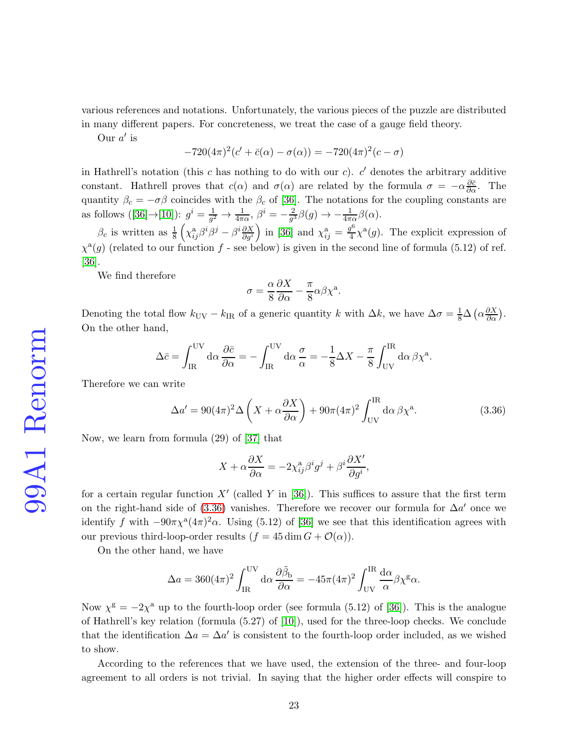various references and notations. Unfortunately, the various pieces of the puzzle are distributed in many different papers. For concreteness, we treat the case of a gauge field theory.

Our $a'$ is

$$-720(4\pi)^2(c' + \bar{c}(\alpha) - \sigma(\alpha)) = -720(4\pi)^2(c - \sigma)$$

in Hathrell's notation (this $c$ has nothing to do with our $c$). $c'$ denotes the arbitrary additive constant. Hathrell proves that $c(\alpha)$ and $\sigma(\alpha)$ are related by the formula $\sigma = -\alpha\frac{\partial \bar{c}}{\partial \alpha}$. The quantity $\beta_c = -\sigma\beta$ coincides with the $\beta_c$ of [36]. The notations for the coupling constants are as follows ([36]→[10]): $g^i = \frac{1}{g^2} \to \frac{1}{4\pi\alpha}$, $\beta^i = -\frac{2}{g^3}\beta(g) \to -\frac{1}{4\pi\alpha}\beta(\alpha)$.

$\beta_c$ is written as $\frac{1}{8}\left(\chi^{\rm a}_{ij}\beta^i\beta^j - \beta^i\frac{\partial X}{\partial g^i}\right)$ in [36] and $\chi^{\rm a}_{ij} = \frac{g^6}{4}\chi^{\rm a}(g)$. The explicit expression of $\chi^{\rm a}(g)$ (related to our function $f$ - see below) is given in the second line of formula (5.12) of ref. [36].

We find therefore

$$\sigma = \frac{\alpha}{8}\frac{\partial X}{\partial \alpha} - \frac{\pi}{8}\alpha\beta\chi^{\rm a}.$$

Denoting the total flow $k_{\rm UV} - k_{\rm IR}$ of a generic quantity $k$ with $\Delta k$, we have $\Delta\sigma = \frac{1}{8}\Delta\left(\alpha\frac{\partial X}{\partial \alpha}\right)$. On the other hand,

$$\Delta\bar{c} = \int_{\rm IR}^{\rm UV} {\rm d}\alpha\, \frac{\partial \bar{c}}{\partial \alpha} = -\int_{\rm IR}^{\rm UV} {\rm d}\alpha\, \frac{\sigma}{\alpha} = -\frac{1}{8}\Delta X - \frac{\pi}{8}\int_{\rm UV}^{\rm IR} {\rm d}\alpha\, \beta\chi^{\rm a}.$$

Therefore we can write

$$\Delta a' = 90(4\pi)^2\Delta\left(X + \alpha\frac{\partial X}{\partial \alpha}\right) + 90\pi(4\pi)^2\int_{\rm UV}^{\rm IR} {\rm d}\alpha\, \beta\chi^{\rm a}. \tag{3.36}$$

Now, we learn from formula (29) of [37] that

$$X + \alpha\frac{\partial X}{\partial \alpha} = -2\chi^{\rm a}_{ij}\beta^i g^j + \beta^i\frac{\partial X'}{\partial g^i},$$

for a certain regular function $X'$ (called $Y$ in [36]). This suffices to assure that the first term on the right-hand side of (3.36) vanishes. Therefore we recover our formula for $\Delta a'$ once we identify $f$ with $-90\pi\chi^{\rm a}(4\pi)^2\alpha$. Using (5.12) of [36] we see that this identification agrees with our previous third-loop-order results ($f = 45\dim G + \mathcal{O}(\alpha)$).

On the other hand, we have

$$\Delta a = 360(4\pi)^2\int_{\rm IR}^{\rm UV} {\rm d}\alpha\, \frac{\partial \tilde{\beta}_{\rm b}}{\partial \alpha} = -45\pi(4\pi)^2\int_{\rm UV}^{\rm IR} \frac{{\rm d}\alpha}{\alpha}\beta\chi^{\rm g}\alpha.$$

Now $\chi^{\rm g} = -2\chi^{\rm a}$ up to the fourth-loop order (see formula (5.12) of [36]). This is the analogue of Hathrell's key relation (formula (5.27) of [10]), used for the three-loop checks. We conclude that the identification $\Delta a = \Delta a'$ is consistent to the fourth-loop order included, as we wished to show.

According to the references that we have used, the extension of the three- and four-loop agreement to all orders is not trivial. In saying that the higher order effects will conspire to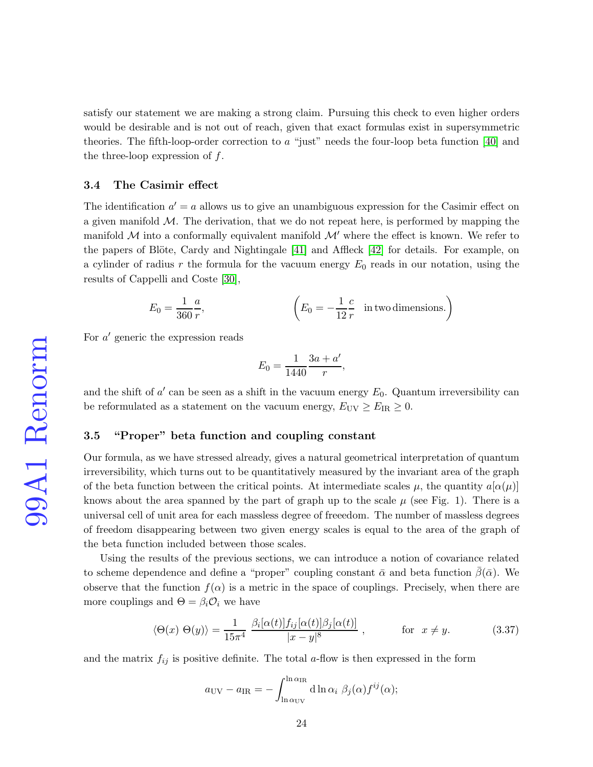satisfy our statement we are making a strong claim. Pursuing this check to even higher orders would be desirable and is not out of reach, given that exact formulas exist in supersymmetric theories. The fifth-loop-order correction to $a$ "just" needs the four-loop beta function [40] and the three-loop expression of $f$.

### 3.4 The Casimir effect

The identification $a' = a$ allows us to give an unambiguous expression for the Casimir effect on a given manifold $\mathcal{M}$. The derivation, that we do not repeat here, is performed by mapping the manifold $\mathcal{M}$ into a conformally equivalent manifold $\mathcal{M}'$ where the effect is known. We refer to the papers of Blöte, Cardy and Nightingale [41] and Affleck [42] for details. For example, on a cylinder of radius $r$ the formula for the vacuum energy $E_0$ reads in our notation, using the results of Cappelli and Coste [30],

$$E_0 = \frac{1}{360}\frac{a}{r}, \qquad\qquad \left(E_0 = -\frac{1}{12}\frac{c}{r} \quad \text{in two dimensions.}\right)$$

For $a'$ generic the expression reads

$$E_0 = \frac{1}{1440}\frac{3a + a'}{r},$$

and the shift of $a'$ can be seen as a shift in the vacuum energy $E_0$. Quantum irreversibility can be reformulated as a statement on the vacuum energy, $E_{\rm UV} \geq E_{\rm IR} \geq 0$.

### 3.5 "Proper" beta function and coupling constant

Our formula, as we have stressed already, gives a natural geometrical interpretation of quantum irreversibility, which turns out to be quantitatively measured by the invariant area of the graph of the beta function between the critical points. At intermediate scales $\mu$, the quantity $a[\alpha(\mu)]$ knows about the area spanned by the part of graph up to the scale $\mu$ (see Fig. 1). There is a universal cell of unit area for each massless degree of freeedom. The number of massless degrees of freedom disappearing between two given energy scales is equal to the area of the graph of the beta function included between those scales.

Using the results of the previous sections, we can introduce a notion of covariance related to scheme dependence and define a "proper" coupling constant $\bar{\alpha}$ and beta function $\bar{\beta}(\bar{\alpha})$. We observe that the function $f(\alpha)$ is a metric in the space of couplings. Precisely, when there are more couplings and $\Theta = \beta_i \mathcal{O}_i$ we have

$$\langle \Theta(x)\ \Theta(y)\rangle = \frac{1}{15\pi^4}\ \frac{\beta_i[\alpha(t)] f_{ij}[\alpha(t)] \beta_j[\alpha(t)]}{|x-y|^8}\ , \qquad\qquad \text{for} \quad x \neq y. \tag{3.37}$$

and the matrix $f_{ij}$ is positive definite. The total $a$-flow is then expressed in the form

$$a_{\rm UV} - a_{\rm IR} = -\int_{\ln \alpha_{\rm UV}}^{\ln \alpha_{\rm IR}} {\rm d}\ln\alpha_i\ \beta_j(\alpha) f^{ij}(\alpha);$$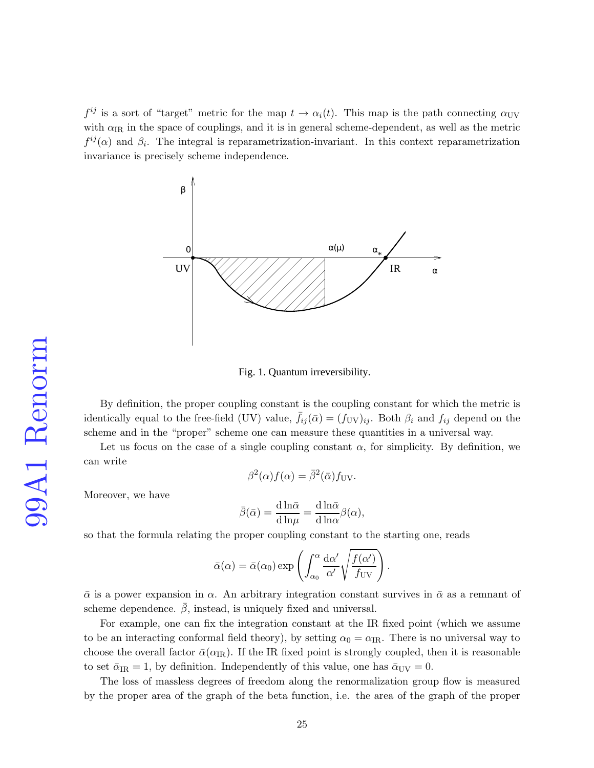$f^{ij}$ is a sort of "target" metric for the map $t \to \alpha_i(t)$. This map is the path connecting $\alpha_{\rm UV}$ with $\alpha_{\rm IR}$ in the space of couplings, and it is in general scheme-dependent, as well as the metric $f^{ij}(\alpha)$ and $\beta_i$. The integral is reparametrization-invariant. In this context reparametrization invariance is precisely scheme independence.

Fig. 1. Quantum irreversibility.

By definition, the proper coupling constant is the coupling constant for which the metric is identically equal to the free-field (UV) value, $\bar{f}_{ij}(\bar{\alpha}) = (f_{\rm UV})_{ij}$. Both $\beta_i$ and $f_{ij}$ depend on the scheme and in the "proper" scheme one can measure these quantities in a universal way.

Let us focus on the case of a single coupling constant $\alpha$, for simplicity. By definition, we can write

$$\beta^2(\alpha) f(\alpha) = \bar{\beta}^2(\bar{\alpha}) f_{\rm UV}.$$

Moreover, we have

$$\bar{\beta}(\bar{\alpha}) = \frac{\mathrm{d}\ln\bar{\alpha}}{\mathrm{d}\ln\mu} = \frac{\mathrm{d}\ln\bar{\alpha}}{\mathrm{d}\ln\alpha}\beta(\alpha),$$

so that the formula relating the proper coupling constant to the starting one, reads

$$\bar{\alpha}(\alpha) = \bar{\alpha}(\alpha_0) \exp\left(\int_{\alpha_0}^{\alpha} \frac{\mathrm{d}\alpha'}{\alpha'}\sqrt{\frac{f(\alpha')}{f_{\rm UV}}}\right).$$

$\bar{\alpha}$ is a power expansion in $\alpha$. An arbitrary integration constant survives in $\bar{\alpha}$ as a remnant of scheme dependence. $\bar{\beta}$, instead, is uniquely fixed and universal.

For example, one can fix the integration constant at the IR fixed point (which we assume to be an interacting conformal field theory), by setting $\alpha_0 = \alpha_{\rm IR}$. There is no universal way to choose the overall factor $\bar{\alpha}(\alpha_{\rm IR})$. If the IR fixed point is strongly coupled, then it is reasonable to set $\bar{\alpha}_{\rm IR} = 1$, by definition. Independently of this value, one has $\bar{\alpha}_{\rm UV} = 0$.

The loss of massless degrees of freedom along the renormalization group flow is measured by the proper area of the graph of the beta function, i.e. the area of the graph of the proper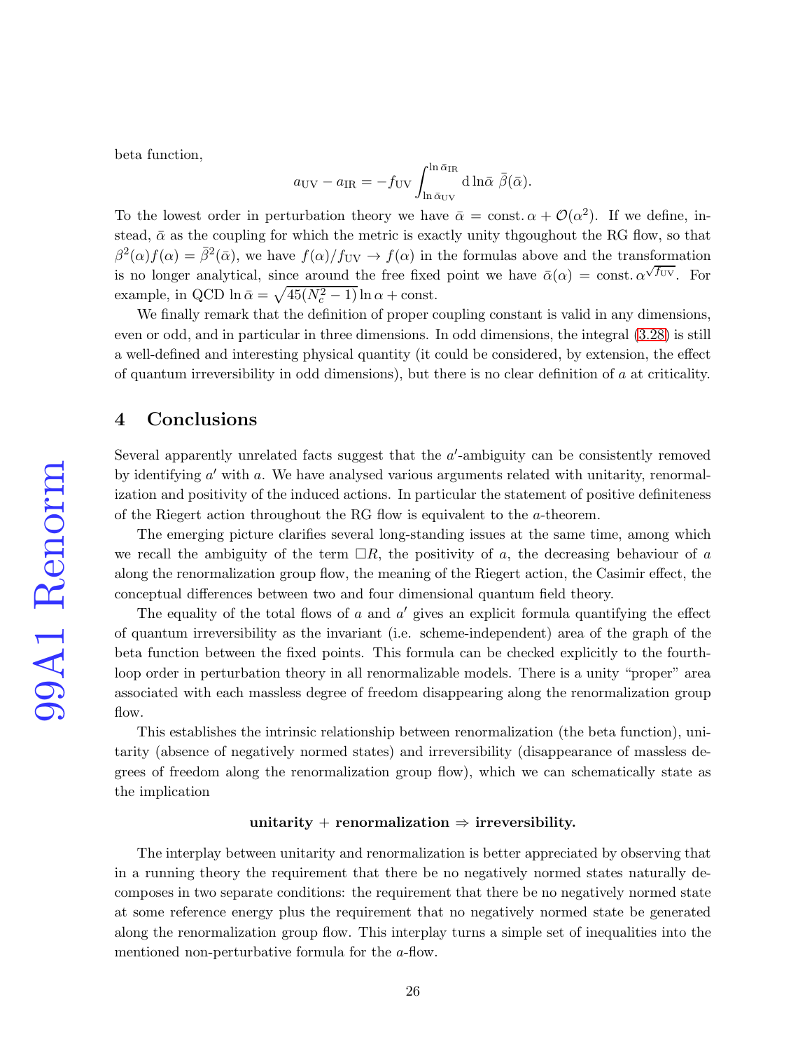beta function,

$$a_{\rm UV}-a_{\rm IR}=-f_{\rm UV}\int_{\ln\bar{\alpha}_{\rm UV}}^{\ln\bar{\alpha}_{\rm IR}}{\rm d}\ln\bar{\alpha}\ \bar{\beta}(\bar{\alpha}).$$

To the lowest order in perturbation theory we have $\bar{\alpha}={\rm const.}\,\alpha+\mathcal{O}(\alpha^2)$. If we define, instead, $\bar{\alpha}$ as the coupling for which the metric is exactly unity thgoughout the RG flow, so that $\beta^2(\alpha)f(\alpha)=\bar{\beta}^2(\bar{\alpha})$, we have $f(\alpha)/f_{\rm UV}\to f(\alpha)$ in the formulas above and the transformation is no longer analytical, since around the free fixed point we have $\bar{\alpha}(\alpha)={\rm const.}\,\alpha^{\sqrt{f_{\rm UV}}}$. For example, in QCD $\ln\bar{\alpha}=\sqrt{45(N_c^2-1)}\ln\alpha+{\rm const.}$

We finally remark that the definition of proper coupling constant is valid in any dimensions, even or odd, and in particular in three dimensions. In odd dimensions, the integral (3.28) is still a well-defined and interesting physical quantity (it could be considered, by extension, the effect of quantum irreversibility in odd dimensions), but there is no clear definition of $a$ at criticality.

## 4 Conclusions

Several apparently unrelated facts suggest that the $a'$-ambiguity can be consistently removed by identifying $a'$ with $a$. We have analysed various arguments related with unitarity, renormalization and positivity of the induced actions. In particular the statement of positive definiteness of the Riegert action throughout the RG flow is equivalent to the $a$-theorem.

The emerging picture clarifies several long-standing issues at the same time, among which we recall the ambiguity of the term $\Box R$, the positivity of $a$, the decreasing behaviour of $a$ along the renormalization group flow, the meaning of the Riegert action, the Casimir effect, the conceptual differences between two and four dimensional quantum field theory.

The equality of the total flows of $a$ and $a'$ gives an explicit formula quantifying the effect of quantum irreversibility as the invariant (i.e. scheme-independent) area of the graph of the beta function between the fixed points. This formula can be checked explicitly to the fourth-loop order in perturbation theory in all renormalizable models. There is a unity “proper” area associated with each massless degree of freedom disappearing along the renormalization group flow.

This establishes the intrinsic relationship between renormalization (the beta function), unitarity (absence of negatively normed states) and irreversibility (disappearance of massless degrees of freedom along the renormalization group flow), which we can schematically state as the implication

**unitarity + renormalization ⇒ irreversibility.**

The interplay between unitarity and renormalization is better appreciated by observing that in a running theory the requirement that there be no negatively normed states naturally decomposes in two separate conditions: the requirement that there be no negatively normed state at some reference energy plus the requirement that no negatively normed state be generated along the renormalization group flow. This interplay turns a simple set of inequalities into the mentioned non-perturbative formula for the $a$-flow.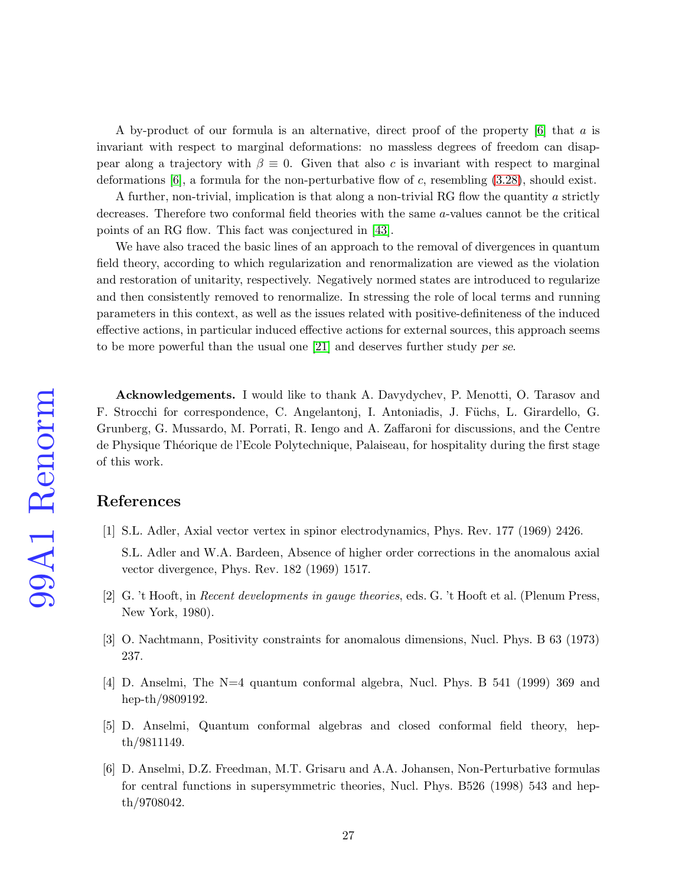A by-product of our formula is an alternative, direct proof of the property [6] that $a$ is invariant with respect to marginal deformations: no massless degrees of freedom can disappear along a trajectory with $\beta \equiv 0$. Given that also $c$ is invariant with respect to marginal deformations [6], a formula for the non-perturbative flow of $c$, resembling (3.28), should exist.

A further, non-trivial, implication is that along a non-trivial RG flow the quantity $a$ strictly decreases. Therefore two conformal field theories with the same $a$-values cannot be the critical points of an RG flow. This fact was conjectured in [43].

We have also traced the basic lines of an approach to the removal of divergences in quantum field theory, according to which regularization and renormalization are viewed as the violation and restoration of unitarity, respectively. Negatively normed states are introduced to regularize and then consistently removed to renormalize. In stressing the role of local terms and running parameters in this context, as well as the issues related with positive-definiteness of the induced effective actions, in particular induced effective actions for external sources, this approach seems to be more powerful than the usual one [21] and deserves further study *per se*.

**Acknowledgements.** I would like to thank A. Davydychev, P. Menotti, O. Tarasov and F. Strocchi for correspondence, C. Angelantonj, I. Antoniadis, J. Füchs, L. Girardello, G. Grunberg, G. Mussardo, M. Porrati, R. Iengo and A. Zaffaroni for discussions, and the Centre de Physique Théorique de l'Ecole Polytechnique, Palaiseau, for hospitality during the first stage of this work.

## References

[1] S.L. Adler, Axial vector vertex in spinor electrodynamics, Phys. Rev. 177 (1969) 2426.
S.L. Adler and W.A. Bardeen, Absence of higher order corrections in the anomalous axial vector divergence, Phys. Rev. 182 (1969) 1517.

[2] G. 't Hooft, in *Recent developments in gauge theories*, eds. G. 't Hooft et al. (Plenum Press, New York, 1980).

[3] O. Nachtmann, Positivity constraints for anomalous dimensions, Nucl. Phys. B 63 (1973) 237.

[4] D. Anselmi, The N=4 quantum conformal algebra, Nucl. Phys. B 541 (1999) 369 and hep-th/9809192.

[5] D. Anselmi, Quantum conformal algebras and closed conformal field theory, hep-th/9811149.

[6] D. Anselmi, D.Z. Freedman, M.T. Grisaru and A.A. Johansen, Non-Perturbative formulas for central functions in supersymmetric theories, Nucl. Phys. B526 (1998) 543 and hep-th/9708042.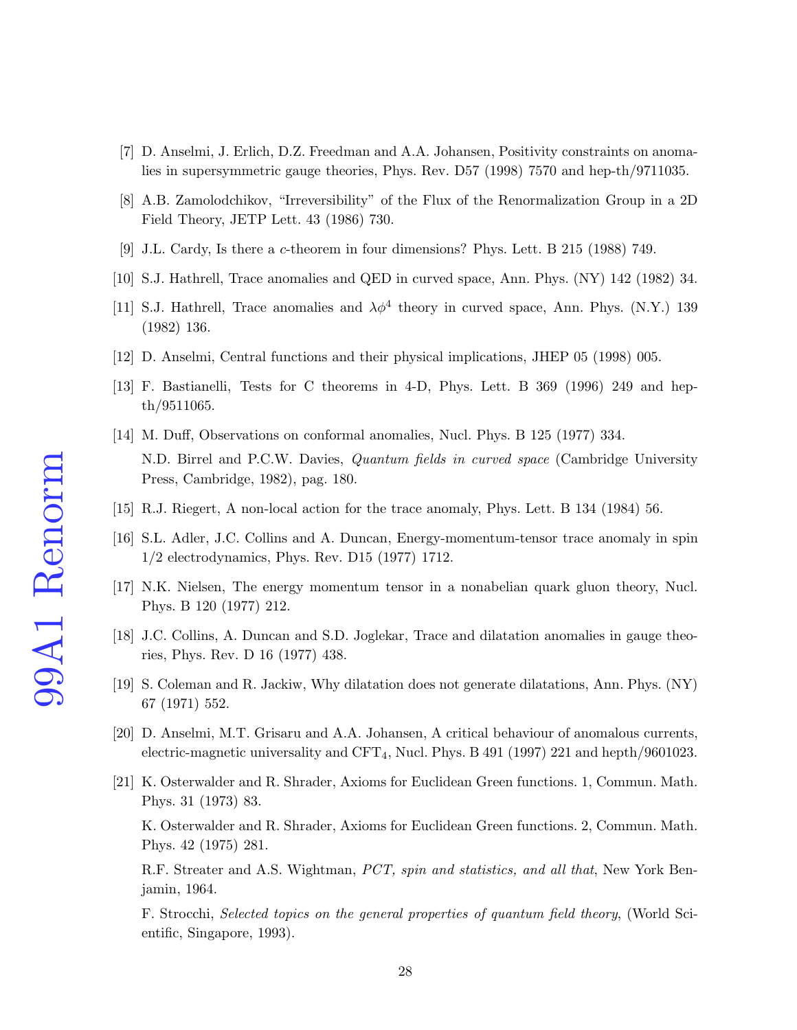[7] D. Anselmi, J. Erlich, D.Z. Freedman and A.A. Johansen, Positivity constraints on anomalies in supersymmetric gauge theories, Phys. Rev. D57 (1998) 7570 and hep-th/9711035.

[8] A.B. Zamolodchikov, "Irreversibility" of the Flux of the Renormalization Group in a 2D Field Theory, JETP Lett. 43 (1986) 730.

[9] J.L. Cardy, Is there a $c$-theorem in four dimensions? Phys. Lett. B 215 (1988) 749.

[10] S.J. Hathrell, Trace anomalies and QED in curved space, Ann. Phys. (NY) 142 (1982) 34.

[11] S.J. Hathrell, Trace anomalies and $\lambda\phi^4$ theory in curved space, Ann. Phys. (N.Y.) 139 (1982) 136.

[12] D. Anselmi, Central functions and their physical implications, JHEP 05 (1998) 005.

[13] F. Bastianelli, Tests for C theorems in 4-D, Phys. Lett. B 369 (1996) 249 and hep-th/9511065.

[14] M. Duff, Observations on conformal anomalies, Nucl. Phys. B 125 (1977) 334.

N.D. Birrel and P.C.W. Davies, *Quantum fields in curved space* (Cambridge University Press, Cambridge, 1982), pag. 180.

[15] R.J. Riegert, A non-local action for the trace anomaly, Phys. Lett. B 134 (1984) 56.

[16] S.L. Adler, J.C. Collins and A. Duncan, Energy-momentum-tensor trace anomaly in spin 1/2 electrodynamics, Phys. Rev. D15 (1977) 1712.

[17] N.K. Nielsen, The energy momentum tensor in a nonabelian quark gluon theory, Nucl. Phys. B 120 (1977) 212.

[18] J.C. Collins, A. Duncan and S.D. Joglekar, Trace and dilatation anomalies in gauge theories, Phys. Rev. D 16 (1977) 438.

[19] S. Coleman and R. Jackiw, Why dilatation does not generate dilatations, Ann. Phys. (NY) 67 (1971) 552.

[20] D. Anselmi, M.T. Grisaru and A.A. Johansen, A critical behaviour of anomalous currents, electric-magnetic universality and $\mathrm{CFT}_4$, Nucl. Phys. B 491 (1997) 221 and hepth/9601023.

[21] K. Osterwalder and R. Shrader, Axioms for Euclidean Green functions. 1, Commun. Math. Phys. 31 (1973) 83.

K. Osterwalder and R. Shrader, Axioms for Euclidean Green functions. 2, Commun. Math. Phys. 42 (1975) 281.

R.F. Streater and A.S. Wightman, *PCT, spin and statistics, and all that*, New York Benjamin, 1964.

F. Strocchi, *Selected topics on the general properties of quantum field theory*, (World Scientific, Singapore, 1993).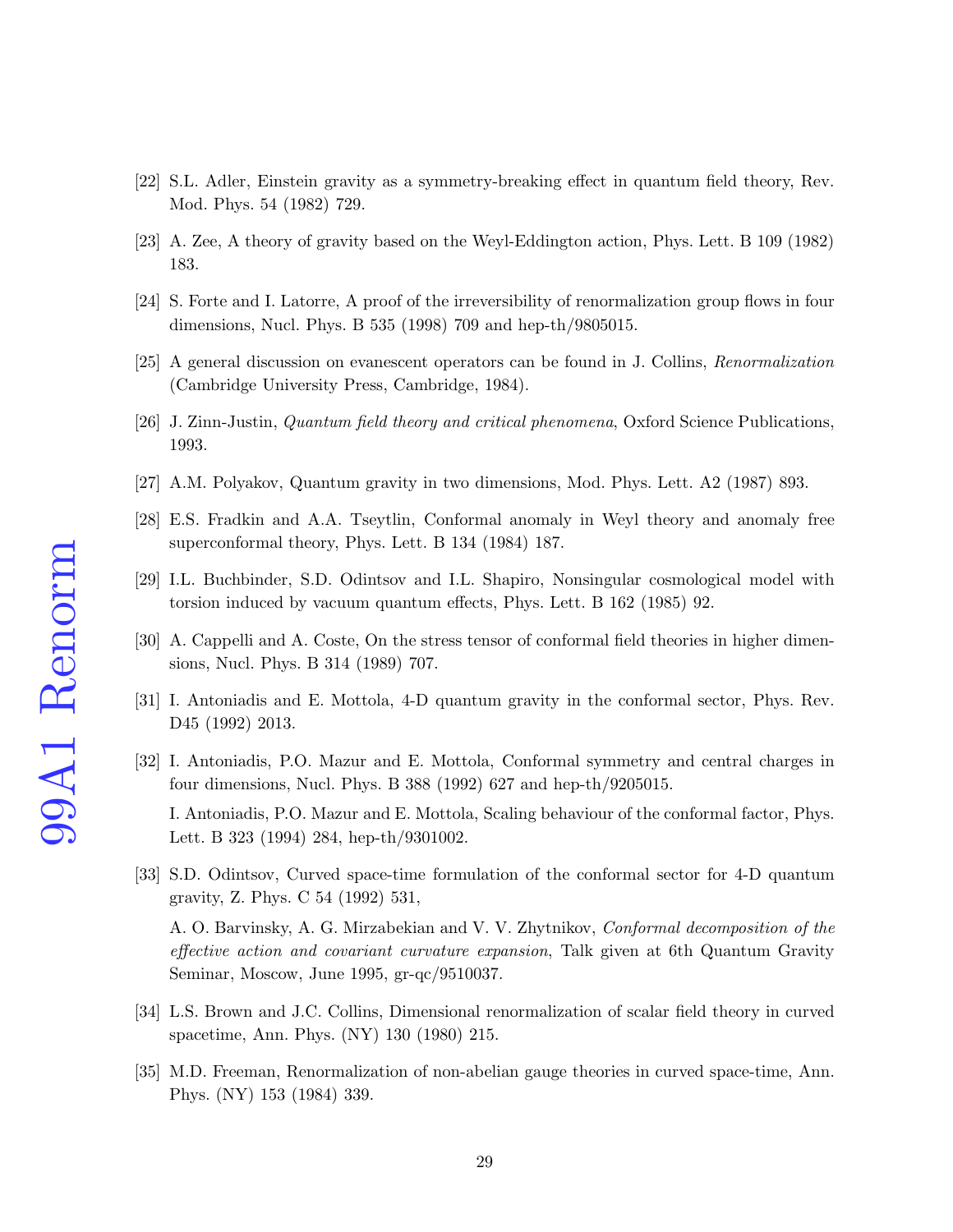[22] S.L. Adler, Einstein gravity as a symmetry-breaking effect in quantum field theory, Rev. Mod. Phys. 54 (1982) 729.

[23] A. Zee, A theory of gravity based on the Weyl-Eddington action, Phys. Lett. B 109 (1982) 183.

[24] S. Forte and I. Latorre, A proof of the irreversibility of renormalization group flows in four dimensions, Nucl. Phys. B 535 (1998) 709 and hep-th/9805015.

[25] A general discussion on evanescent operators can be found in J. Collins, *Renormalization* (Cambridge University Press, Cambridge, 1984).

[26] J. Zinn-Justin, *Quantum field theory and critical phenomena*, Oxford Science Publications, 1993.

[27] A.M. Polyakov, Quantum gravity in two dimensions, Mod. Phys. Lett. A2 (1987) 893.

[28] E.S. Fradkin and A.A. Tseytlin, Conformal anomaly in Weyl theory and anomaly free superconformal theory, Phys. Lett. B 134 (1984) 187.

[29] I.L. Buchbinder, S.D. Odintsov and I.L. Shapiro, Nonsingular cosmological model with torsion induced by vacuum quantum effects, Phys. Lett. B 162 (1985) 92.

[30] A. Cappelli and A. Coste, On the stress tensor of conformal field theories in higher dimensions, Nucl. Phys. B 314 (1989) 707.

[31] I. Antoniadis and E. Mottola, 4-D quantum gravity in the conformal sector, Phys. Rev. D45 (1992) 2013.

[32] I. Antoniadis, P.O. Mazur and E. Mottola, Conformal symmetry and central charges in four dimensions, Nucl. Phys. B 388 (1992) 627 and hep-th/9205015.

I. Antoniadis, P.O. Mazur and E. Mottola, Scaling behaviour of the conformal factor, Phys. Lett. B 323 (1994) 284, hep-th/9301002.

[33] S.D. Odintsov, Curved space-time formulation of the conformal sector for 4-D quantum gravity, Z. Phys. C 54 (1992) 531,

A. O. Barvinsky, A. G. Mirzabekian and V. V. Zhytnikov, *Conformal decomposition of the effective action and covariant curvature expansion*, Talk given at 6th Quantum Gravity Seminar, Moscow, June 1995, gr-qc/9510037.

[34] L.S. Brown and J.C. Collins, Dimensional renormalization of scalar field theory in curved spacetime, Ann. Phys. (NY) 130 (1980) 215.

[35] M.D. Freeman, Renormalization of non-abelian gauge theories in curved space-time, Ann. Phys. (NY) 153 (1984) 339.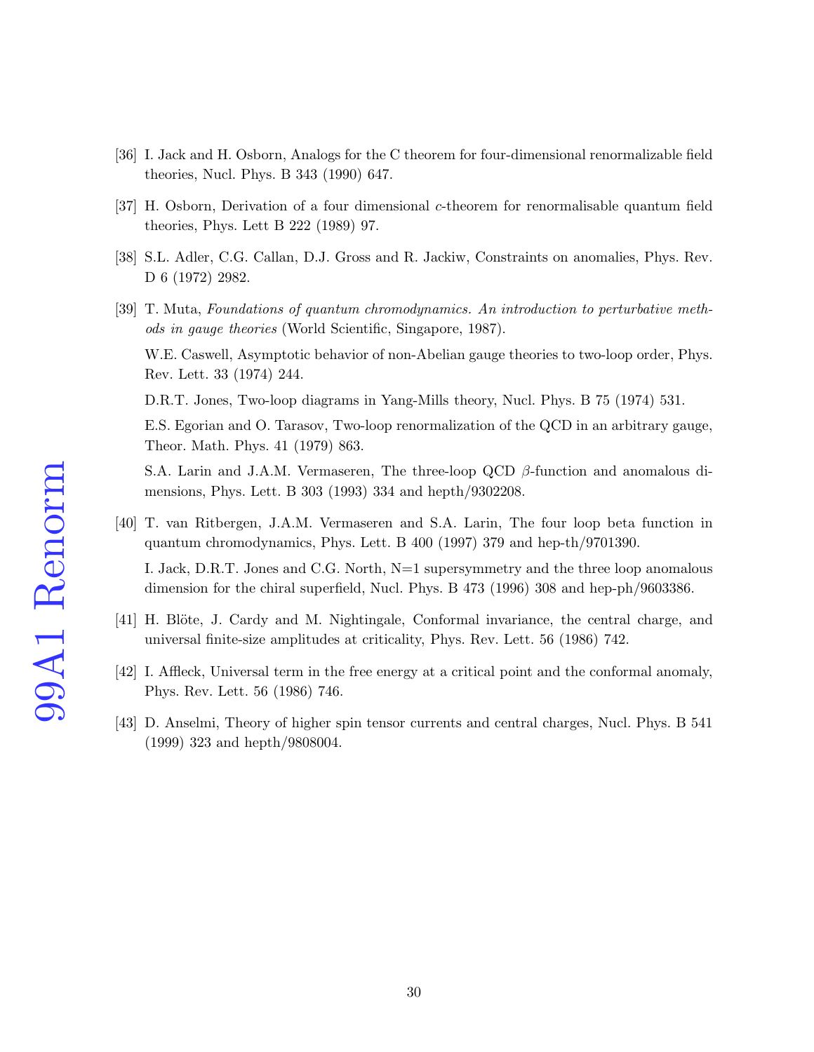[36] I. Jack and H. Osborn, Analogs for the C theorem for four-dimensional renormalizable field theories, Nucl. Phys. B 343 (1990) 647.

[37] H. Osborn, Derivation of a four dimensional $c$-theorem for renormalisable quantum field theories, Phys. Lett B 222 (1989) 97.

[38] S.L. Adler, C.G. Callan, D.J. Gross and R. Jackiw, Constraints on anomalies, Phys. Rev. D 6 (1972) 2982.

[39] T. Muta, *Foundations of quantum chromodynamics. An introduction to perturbative methods in gauge theories* (World Scientific, Singapore, 1987).

W.E. Caswell, Asymptotic behavior of non-Abelian gauge theories to two-loop order, Phys. Rev. Lett. 33 (1974) 244.

D.R.T. Jones, Two-loop diagrams in Yang-Mills theory, Nucl. Phys. B 75 (1974) 531.

E.S. Egorian and O. Tarasov, Two-loop renormalization of the QCD in an arbitrary gauge, Theor. Math. Phys. 41 (1979) 863.

S.A. Larin and J.A.M. Vermaseren, The three-loop QCD $\beta$-function and anomalous dimensions, Phys. Lett. B 303 (1993) 334 and hepth/9302208.

[40] T. van Ritbergen, J.A.M. Vermaseren and S.A. Larin, The four loop beta function in quantum chromodynamics, Phys. Lett. B 400 (1997) 379 and hep-th/9701390.

I. Jack, D.R.T. Jones and C.G. North, N=1 supersymmetry and the three loop anomalous dimension for the chiral superfield, Nucl. Phys. B 473 (1996) 308 and hep-ph/9603386.

[41] H. Blöte, J. Cardy and M. Nightingale, Conformal invariance, the central charge, and universal finite-size amplitudes at criticality, Phys. Rev. Lett. 56 (1986) 742.

[42] I. Affleck, Universal term in the free energy at a critical point and the conformal anomaly, Phys. Rev. Lett. 56 (1986) 746.

[43] D. Anselmi, Theory of higher spin tensor currents and central charges, Nucl. Phys. B 541 (1999) 323 and hepth/9808004.